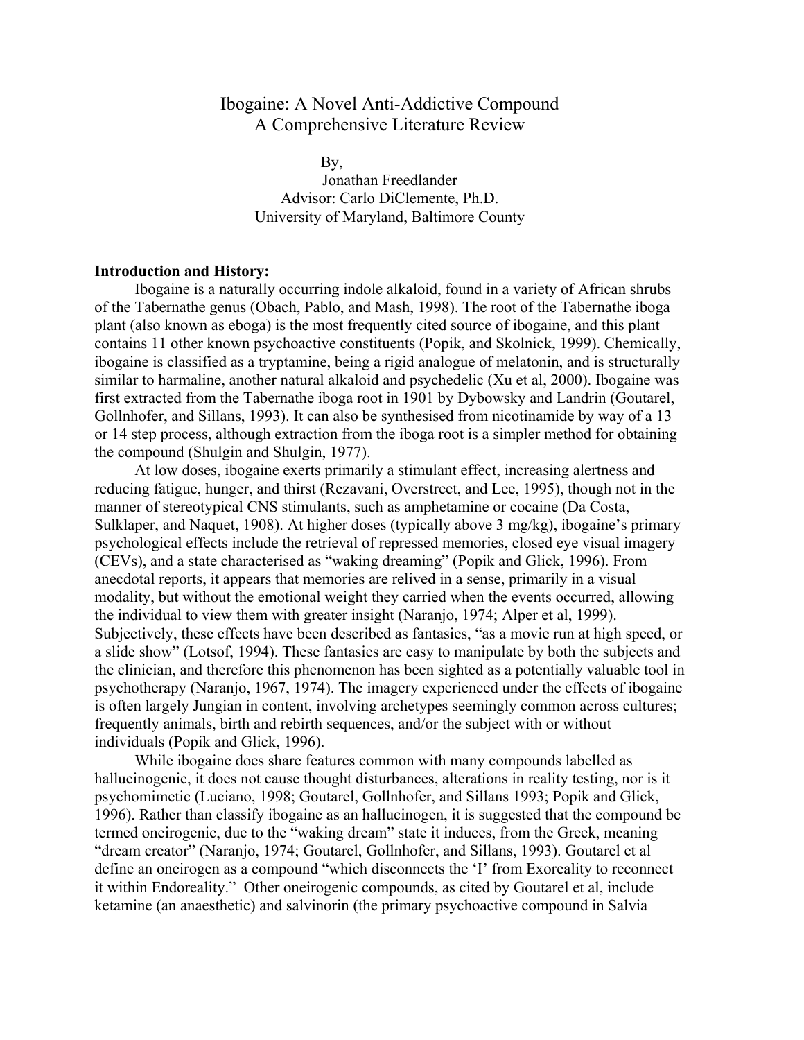# Ibogaine: A Novel Anti-Addictive Compound
## A Comprehensive Literature Review

By,
Jonathan Freedlander
Advisor: Carlo DiClemente, Ph.D.
University of Maryland, Baltimore County

**Introduction and History:**

Ibogaine is a naturally occurring indole alkaloid, found in a variety of African shrubs of the Tabernathe genus (Obach, Pablo, and Mash, 1998). The root of the Tabernathe iboga plant (also known as eboga) is the most frequently cited source of ibogaine, and this plant contains 11 other known psychoactive constituents (Popik, and Skolnick, 1999). Chemically, ibogaine is classified as a tryptamine, being a rigid analogue of melatonin, and is structurally similar to harmaline, another natural alkaloid and psychedelic (Xu et al, 2000). Ibogaine was first extracted from the Tabernathe iboga root in 1901 by Dybowsky and Landrin (Goutarel, Gollnhofer, and Sillans, 1993). It can also be synthesised from nicotinamide by way of a 13 or 14 step process, although extraction from the iboga root is a simpler method for obtaining the compound (Shulgin and Shulgin, 1977).

At low doses, ibogaine exerts primarily a stimulant effect, increasing alertness and reducing fatigue, hunger, and thirst (Rezavani, Overstreet, and Lee, 1995), though not in the manner of stereotypical CNS stimulants, such as amphetamine or cocaine (Da Costa, Sulklaper, and Naquet, 1908). At higher doses (typically above 3 mg/kg), ibogaine's primary psychological effects include the retrieval of repressed memories, closed eye visual imagery (CEVs), and a state characterised as "waking dreaming" (Popik and Glick, 1996). From anecdotal reports, it appears that memories are relived in a sense, primarily in a visual modality, but without the emotional weight they carried when the events occurred, allowing the individual to view them with greater insight (Naranjo, 1974; Alper et al, 1999). Subjectively, these effects have been described as fantasies, "as a movie run at high speed, or a slide show" (Lotsof, 1994). These fantasies are easy to manipulate by both the subjects and the clinician, and therefore this phenomenon has been sighted as a potentially valuable tool in psychotherapy (Naranjo, 1967, 1974). The imagery experienced under the effects of ibogaine is often largely Jungian in content, involving archetypes seemingly common across cultures; frequently animals, birth and rebirth sequences, and/or the subject with or without individuals (Popik and Glick, 1996).

While ibogaine does share features common with many compounds labelled as hallucinogenic, it does not cause thought disturbances, alterations in reality testing, nor is it psychomimetic (Luciano, 1998; Goutarel, Gollnhofer, and Sillans 1993; Popik and Glick, 1996). Rather than classify ibogaine as an hallucinogen, it is suggested that the compound be termed oneirogenic, due to the "waking dream" state it induces, from the Greek, meaning "dream creator" (Naranjo, 1974; Goutarel, Gollnhofer, and Sillans, 1993). Goutarel et al define an oneirogen as a compound "which disconnects the 'I' from Exoreality to reconnect it within Endoreality." Other oneirogenic compounds, as cited by Goutarel et al, include ketamine (an anaesthetic) and salvinorin (the primary psychoactive compound in Salvia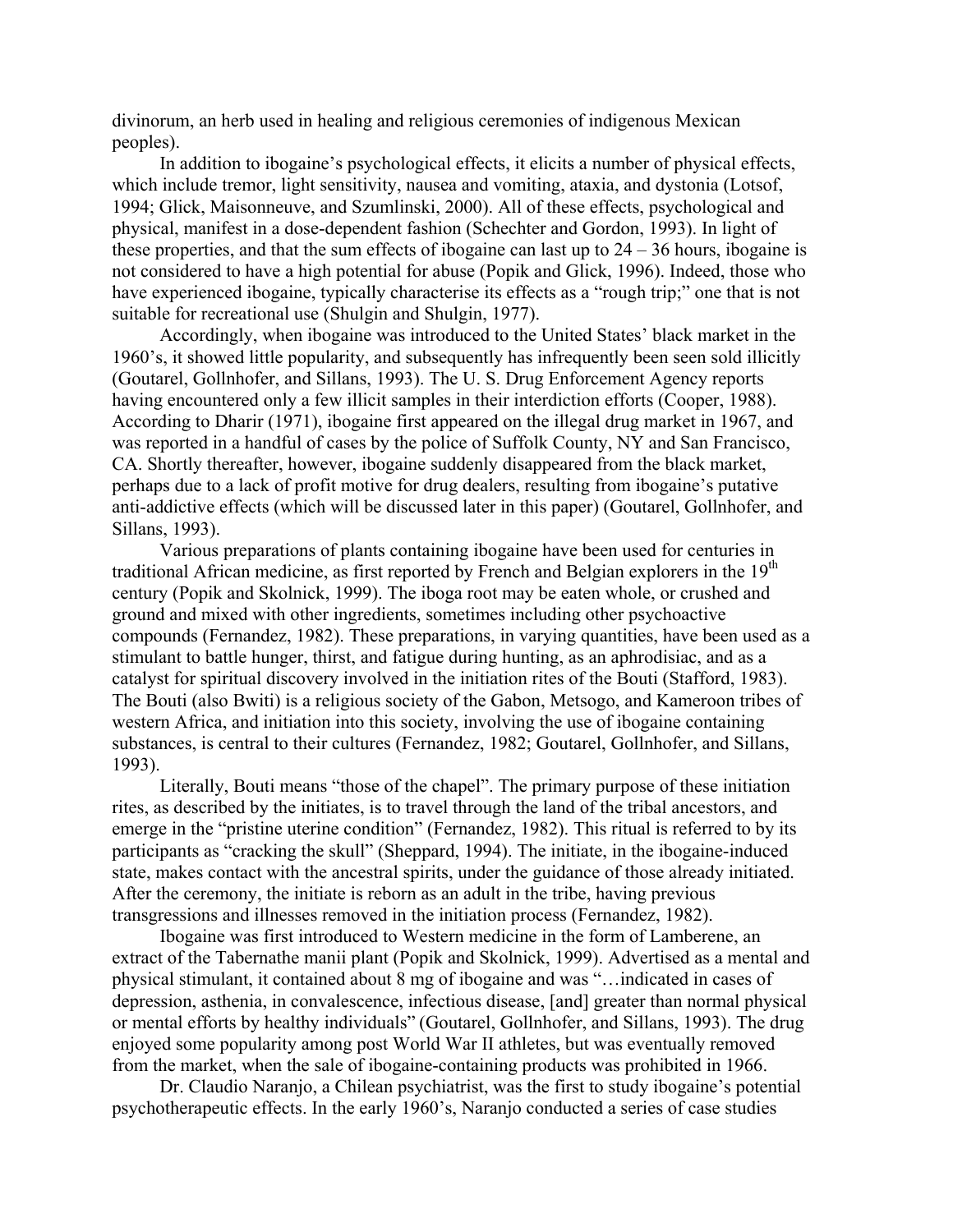divinorum, an herb used in healing and religious ceremonies of indigenous Mexican peoples).

In addition to ibogaine's psychological effects, it elicits a number of physical effects, which include tremor, light sensitivity, nausea and vomiting, ataxia, and dystonia (Lotsof, 1994; Glick, Maisonneuve, and Szumlinski, 2000). All of these effects, psychological and physical, manifest in a dose-dependent fashion (Schechter and Gordon, 1993). In light of these properties, and that the sum effects of ibogaine can last up to 24 – 36 hours, ibogaine is not considered to have a high potential for abuse (Popik and Glick, 1996). Indeed, those who have experienced ibogaine, typically characterise its effects as a "rough trip;" one that is not suitable for recreational use (Shulgin and Shulgin, 1977).

Accordingly, when ibogaine was introduced to the United States' black market in the 1960's, it showed little popularity, and subsequently has infrequently been seen sold illicitly (Goutarel, Gollnhofer, and Sillans, 1993). The U. S. Drug Enforcement Agency reports having encountered only a few illicit samples in their interdiction efforts (Cooper, 1988). According to Dharir (1971), ibogaine first appeared on the illegal drug market in 1967, and was reported in a handful of cases by the police of Suffolk County, NY and San Francisco, CA. Shortly thereafter, however, ibogaine suddenly disappeared from the black market, perhaps due to a lack of profit motive for drug dealers, resulting from ibogaine's putative anti-addictive effects (which will be discussed later in this paper) (Goutarel, Gollnhofer, and Sillans, 1993).

Various preparations of plants containing ibogaine have been used for centuries in traditional African medicine, as first reported by French and Belgian explorers in the 19th century (Popik and Skolnick, 1999). The iboga root may be eaten whole, or crushed and ground and mixed with other ingredients, sometimes including other psychoactive compounds (Fernandez, 1982). These preparations, in varying quantities, have been used as a stimulant to battle hunger, thirst, and fatigue during hunting, as an aphrodisiac, and as a catalyst for spiritual discovery involved in the initiation rites of the Bouti (Stafford, 1983). The Bouti (also Bwiti) is a religious society of the Gabon, Metsogo, and Kameroon tribes of western Africa, and initiation into this society, involving the use of ibogaine containing substances, is central to their cultures (Fernandez, 1982; Goutarel, Gollnhofer, and Sillans, 1993).

Literally, Bouti means "those of the chapel". The primary purpose of these initiation rites, as described by the initiates, is to travel through the land of the tribal ancestors, and emerge in the "pristine uterine condition" (Fernandez, 1982). This ritual is referred to by its participants as "cracking the skull" (Sheppard, 1994). The initiate, in the ibogaine-induced state, makes contact with the ancestral spirits, under the guidance of those already initiated. After the ceremony, the initiate is reborn as an adult in the tribe, having previous transgressions and illnesses removed in the initiation process (Fernandez, 1982).

Ibogaine was first introduced to Western medicine in the form of Lamberene, an extract of the Tabernathe manii plant (Popik and Skolnick, 1999). Advertised as a mental and physical stimulant, it contained about 8 mg of ibogaine and was "…indicated in cases of depression, asthenia, in convalescence, infectious disease, [and] greater than normal physical or mental efforts by healthy individuals" (Goutarel, Gollnhofer, and Sillans, 1993). The drug enjoyed some popularity among post World War II athletes, but was eventually removed from the market, when the sale of ibogaine-containing products was prohibited in 1966.

Dr. Claudio Naranjo, a Chilean psychiatrist, was the first to study ibogaine's potential psychotherapeutic effects. In the early 1960's, Naranjo conducted a series of case studies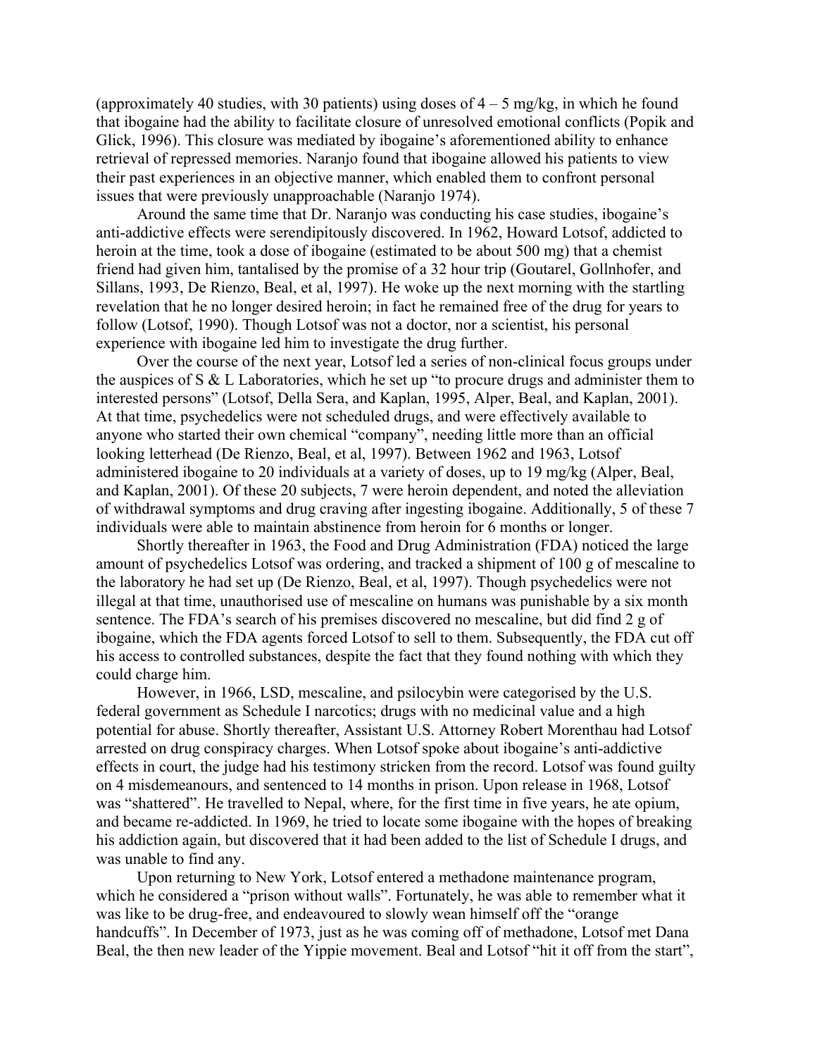(approximately 40 studies, with 30 patients) using doses of 4 – 5 mg/kg, in which he found that ibogaine had the ability to facilitate closure of unresolved emotional conflicts (Popik and Glick, 1996). This closure was mediated by ibogaine's aforementioned ability to enhance retrieval of repressed memories. Naranjo found that ibogaine allowed his patients to view their past experiences in an objective manner, which enabled them to confront personal issues that were previously unapproachable (Naranjo 1974).

Around the same time that Dr. Naranjo was conducting his case studies, ibogaine's anti-addictive effects were serendipitously discovered. In 1962, Howard Lotsof, addicted to heroin at the time, took a dose of ibogaine (estimated to be about 500 mg) that a chemist friend had given him, tantalised by the promise of a 32 hour trip (Goutarel, Gollnhofer, and Sillans, 1993, De Rienzo, Beal, et al, 1997). He woke up the next morning with the startling revelation that he no longer desired heroin; in fact he remained free of the drug for years to follow (Lotsof, 1990). Though Lotsof was not a doctor, nor a scientist, his personal experience with ibogaine led him to investigate the drug further.

Over the course of the next year, Lotsof led a series of non-clinical focus groups under the auspices of S & L Laboratories, which he set up "to procure drugs and administer them to interested persons" (Lotsof, Della Sera, and Kaplan, 1995, Alper, Beal, and Kaplan, 2001). At that time, psychedelics were not scheduled drugs, and were effectively available to anyone who started their own chemical "company", needing little more than an official looking letterhead (De Rienzo, Beal, et al, 1997). Between 1962 and 1963, Lotsof administered ibogaine to 20 individuals at a variety of doses, up to 19 mg/kg (Alper, Beal, and Kaplan, 2001). Of these 20 subjects, 7 were heroin dependent, and noted the alleviation of withdrawal symptoms and drug craving after ingesting ibogaine. Additionally, 5 of these 7 individuals were able to maintain abstinence from heroin for 6 months or longer.

Shortly thereafter in 1963, the Food and Drug Administration (FDA) noticed the large amount of psychedelics Lotsof was ordering, and tracked a shipment of 100 g of mescaline to the laboratory he had set up (De Rienzo, Beal, et al, 1997). Though psychedelics were not illegal at that time, unauthorised use of mescaline on humans was punishable by a six month sentence. The FDA's search of his premises discovered no mescaline, but did find 2 g of ibogaine, which the FDA agents forced Lotsof to sell to them. Subsequently, the FDA cut off his access to controlled substances, despite the fact that they found nothing with which they could charge him.

However, in 1966, LSD, mescaline, and psilocybin were categorised by the U.S. federal government as Schedule I narcotics; drugs with no medicinal value and a high potential for abuse. Shortly thereafter, Assistant U.S. Attorney Robert Morenthau had Lotsof arrested on drug conspiracy charges. When Lotsof spoke about ibogaine's anti-addictive effects in court, the judge had his testimony stricken from the record. Lotsof was found guilty on 4 misdemeanours, and sentenced to 14 months in prison. Upon release in 1968, Lotsof was "shattered". He travelled to Nepal, where, for the first time in five years, he ate opium, and became re-addicted. In 1969, he tried to locate some ibogaine with the hopes of breaking his addiction again, but discovered that it had been added to the list of Schedule I drugs, and was unable to find any.

Upon returning to New York, Lotsof entered a methadone maintenance program, which he considered a "prison without walls". Fortunately, he was able to remember what it was like to be drug-free, and endeavoured to slowly wean himself off the "orange handcuffs". In December of 1973, just as he was coming off of methadone, Lotsof met Dana Beal, the then new leader of the Yippie movement. Beal and Lotsof "hit it off from the start",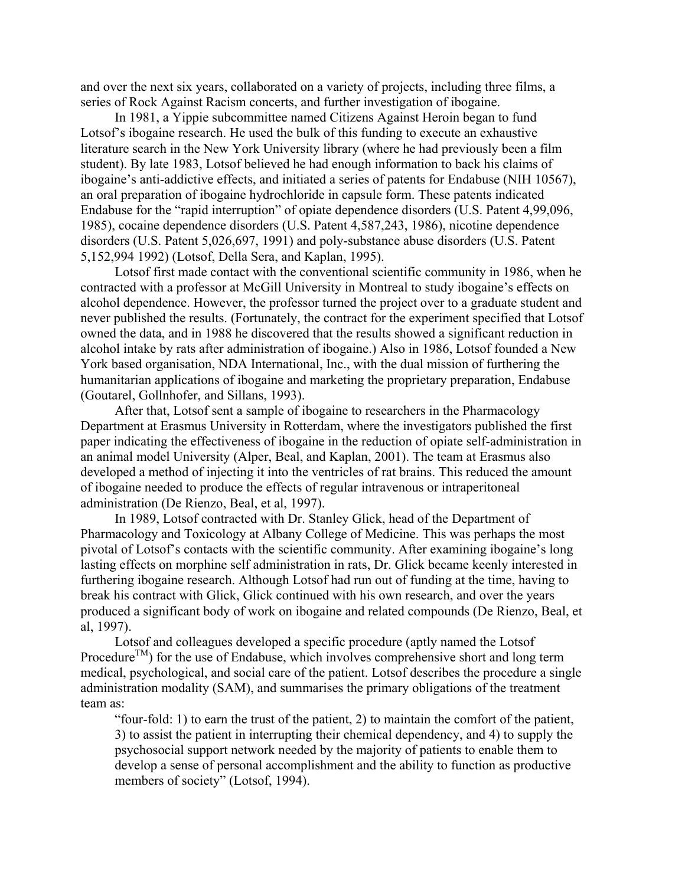and over the next six years, collaborated on a variety of projects, including three films, a series of Rock Against Racism concerts, and further investigation of ibogaine.

In 1981, a Yippie subcommittee named Citizens Against Heroin began to fund Lotsof's ibogaine research. He used the bulk of this funding to execute an exhaustive literature search in the New York University library (where he had previously been a film student). By late 1983, Lotsof believed he had enough information to back his claims of ibogaine's anti-addictive effects, and initiated a series of patents for Endabuse (NIH 10567), an oral preparation of ibogaine hydrochloride in capsule form. These patents indicated Endabuse for the "rapid interruption" of opiate dependence disorders (U.S. Patent 4,99,096, 1985), cocaine dependence disorders (U.S. Patent 4,587,243, 1986), nicotine dependence disorders (U.S. Patent 5,026,697, 1991) and poly-substance abuse disorders (U.S. Patent 5,152,994 1992) (Lotsof, Della Sera, and Kaplan, 1995).

Lotsof first made contact with the conventional scientific community in 1986, when he contracted with a professor at McGill University in Montreal to study ibogaine's effects on alcohol dependence. However, the professor turned the project over to a graduate student and never published the results. (Fortunately, the contract for the experiment specified that Lotsof owned the data, and in 1988 he discovered that the results showed a significant reduction in alcohol intake by rats after administration of ibogaine.) Also in 1986, Lotsof founded a New York based organisation, NDA International, Inc., with the dual mission of furthering the humanitarian applications of ibogaine and marketing the proprietary preparation, Endabuse (Goutarel, Gollnhofer, and Sillans, 1993).

After that, Lotsof sent a sample of ibogaine to researchers in the Pharmacology Department at Erasmus University in Rotterdam, where the investigators published the first paper indicating the effectiveness of ibogaine in the reduction of opiate self-administration in an animal model University (Alper, Beal, and Kaplan, 2001). The team at Erasmus also developed a method of injecting it into the ventricles of rat brains. This reduced the amount of ibogaine needed to produce the effects of regular intravenous or intraperitoneal administration (De Rienzo, Beal, et al, 1997).

In 1989, Lotsof contracted with Dr. Stanley Glick, head of the Department of Pharmacology and Toxicology at Albany College of Medicine. This was perhaps the most pivotal of Lotsof's contacts with the scientific community. After examining ibogaine's long lasting effects on morphine self administration in rats, Dr. Glick became keenly interested in furthering ibogaine research. Although Lotsof had run out of funding at the time, having to break his contract with Glick, Glick continued with his own research, and over the years produced a significant body of work on ibogaine and related compounds (De Rienzo, Beal, et al, 1997).

Lotsof and colleagues developed a specific procedure (aptly named the Lotsof Procedure™) for the use of Endabuse, which involves comprehensive short and long term medical, psychological, and social care of the patient. Lotsof describes the procedure a single administration modality (SAM), and summarises the primary obligations of the treatment team as:

> "four-fold: 1) to earn the trust of the patient, 2) to maintain the comfort of the patient, 3) to assist the patient in interrupting their chemical dependency, and 4) to supply the psychosocial support network needed by the majority of patients to enable them to develop a sense of personal accomplishment and the ability to function as productive members of society" (Lotsof, 1994).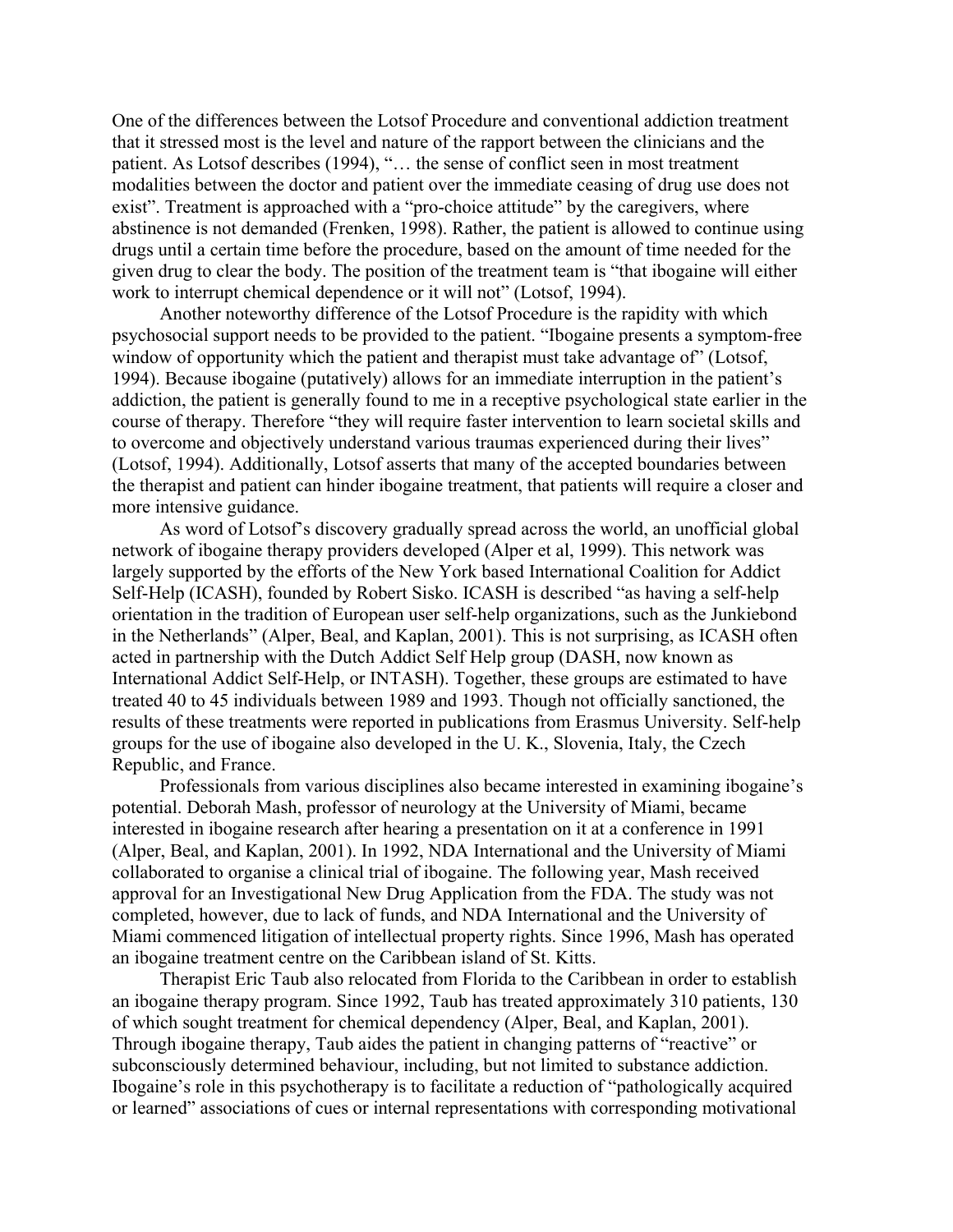One of the differences between the Lotsof Procedure and conventional addiction treatment that it stressed most is the level and nature of the rapport between the clinicians and the patient. As Lotsof describes (1994), "… the sense of conflict seen in most treatment modalities between the doctor and patient over the immediate ceasing of drug use does not exist". Treatment is approached with a "pro-choice attitude" by the caregivers, where abstinence is not demanded (Frenken, 1998). Rather, the patient is allowed to continue using drugs until a certain time before the procedure, based on the amount of time needed for the given drug to clear the body. The position of the treatment team is "that ibogaine will either work to interrupt chemical dependence or it will not" (Lotsof, 1994).

Another noteworthy difference of the Lotsof Procedure is the rapidity with which psychosocial support needs to be provided to the patient. "Ibogaine presents a symptom-free window of opportunity which the patient and therapist must take advantage of" (Lotsof, 1994). Because ibogaine (putatively) allows for an immediate interruption in the patient's addiction, the patient is generally found to me in a receptive psychological state earlier in the course of therapy. Therefore "they will require faster intervention to learn societal skills and to overcome and objectively understand various traumas experienced during their lives" (Lotsof, 1994). Additionally, Lotsof asserts that many of the accepted boundaries between the therapist and patient can hinder ibogaine treatment, that patients will require a closer and more intensive guidance.

As word of Lotsof's discovery gradually spread across the world, an unofficial global network of ibogaine therapy providers developed (Alper et al, 1999). This network was largely supported by the efforts of the New York based International Coalition for Addict Self-Help (ICASH), founded by Robert Sisko. ICASH is described "as having a self-help orientation in the tradition of European user self-help organizations, such as the Junkiebond in the Netherlands" (Alper, Beal, and Kaplan, 2001). This is not surprising, as ICASH often acted in partnership with the Dutch Addict Self Help group (DASH, now known as International Addict Self-Help, or INTASH). Together, these groups are estimated to have treated 40 to 45 individuals between 1989 and 1993. Though not officially sanctioned, the results of these treatments were reported in publications from Erasmus University. Self-help groups for the use of ibogaine also developed in the U. K., Slovenia, Italy, the Czech Republic, and France.

Professionals from various disciplines also became interested in examining ibogaine's potential. Deborah Mash, professor of neurology at the University of Miami, became interested in ibogaine research after hearing a presentation on it at a conference in 1991 (Alper, Beal, and Kaplan, 2001). In 1992, NDA International and the University of Miami collaborated to organise a clinical trial of ibogaine. The following year, Mash received approval for an Investigational New Drug Application from the FDA. The study was not completed, however, due to lack of funds, and NDA International and the University of Miami commenced litigation of intellectual property rights. Since 1996, Mash has operated an ibogaine treatment centre on the Caribbean island of St. Kitts.

Therapist Eric Taub also relocated from Florida to the Caribbean in order to establish an ibogaine therapy program. Since 1992, Taub has treated approximately 310 patients, 130 of which sought treatment for chemical dependency (Alper, Beal, and Kaplan, 2001). Through ibogaine therapy, Taub aides the patient in changing patterns of "reactive" or subconsciously determined behaviour, including, but not limited to substance addiction. Ibogaine's role in this psychotherapy is to facilitate a reduction of "pathologically acquired or learned" associations of cues or internal representations with corresponding motivational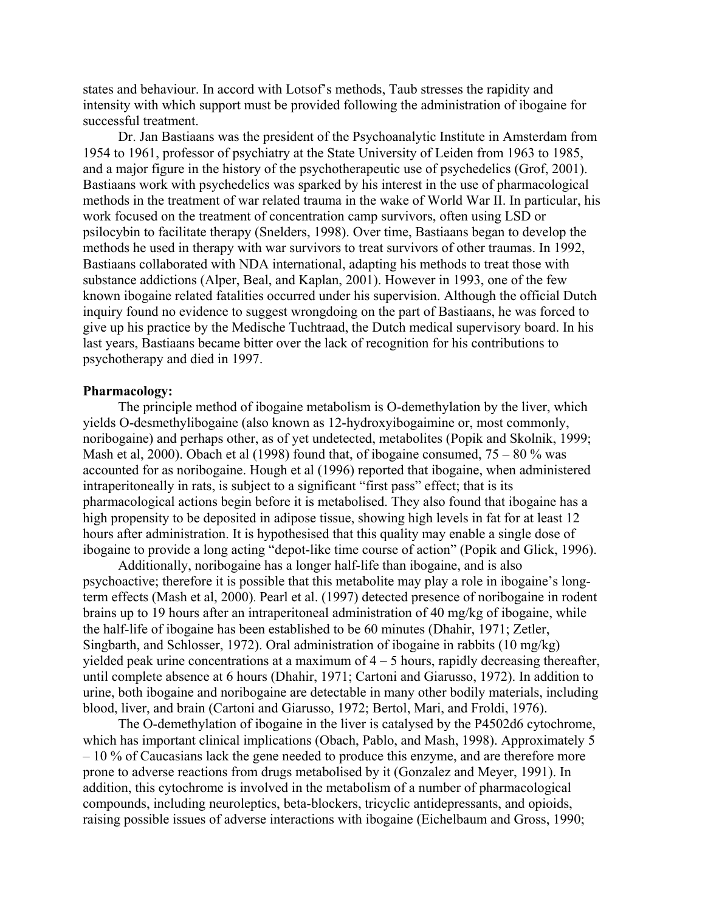states and behaviour. In accord with Lotsof's methods, Taub stresses the rapidity and intensity with which support must be provided following the administration of ibogaine for successful treatment.

Dr. Jan Bastiaans was the president of the Psychoanalytic Institute in Amsterdam from 1954 to 1961, professor of psychiatry at the State University of Leiden from 1963 to 1985, and a major figure in the history of the psychotherapeutic use of psychedelics (Grof, 2001). Bastiaans work with psychedelics was sparked by his interest in the use of pharmacological methods in the treatment of war related trauma in the wake of World War II. In particular, his work focused on the treatment of concentration camp survivors, often using LSD or psilocybin to facilitate therapy (Snelders, 1998). Over time, Bastiaans began to develop the methods he used in therapy with war survivors to treat survivors of other traumas. In 1992, Bastiaans collaborated with NDA international, adapting his methods to treat those with substance addictions (Alper, Beal, and Kaplan, 2001). However in 1993, one of the few known ibogaine related fatalities occurred under his supervision. Although the official Dutch inquiry found no evidence to suggest wrongdoing on the part of Bastiaans, he was forced to give up his practice by the Medische Tuchtraad, the Dutch medical supervisory board. In his last years, Bastiaans became bitter over the lack of recognition for his contributions to psychotherapy and died in 1997.

**Pharmacology:**

The principle method of ibogaine metabolism is O-demethylation by the liver, which yields O-desmethylibogaine (also known as 12-hydroxyibogaimine or, most commonly, noribogaine) and perhaps other, as of yet undetected, metabolites (Popik and Skolnik, 1999; Mash et al, 2000). Obach et al (1998) found that, of ibogaine consumed, 75 – 80 % was accounted for as noribogaine. Hough et al (1996) reported that ibogaine, when administered intraperitoneally in rats, is subject to a significant "first pass" effect; that is its pharmacological actions begin before it is metabolised. They also found that ibogaine has a high propensity to be deposited in adipose tissue, showing high levels in fat for at least 12 hours after administration. It is hypothesised that this quality may enable a single dose of ibogaine to provide a long acting "depot-like time course of action" (Popik and Glick, 1996).

Additionally, noribogaine has a longer half-life than ibogaine, and is also psychoactive; therefore it is possible that this metabolite may play a role in ibogaine's long-term effects (Mash et al, 2000). Pearl et al. (1997) detected presence of noribogaine in rodent brains up to 19 hours after an intraperitoneal administration of 40 mg/kg of ibogaine, while the half-life of ibogaine has been established to be 60 minutes (Dhahir, 1971; Zetler, Singbarth, and Schlosser, 1972). Oral administration of ibogaine in rabbits (10 mg/kg) yielded peak urine concentrations at a maximum of 4 – 5 hours, rapidly decreasing thereafter, until complete absence at 6 hours (Dhahir, 1971; Cartoni and Giarusso, 1972). In addition to urine, both ibogaine and noribogaine are detectable in many other bodily materials, including blood, liver, and brain (Cartoni and Giarusso, 1972; Bertol, Mari, and Froldi, 1976).

The O-demethylation of ibogaine in the liver is catalysed by the P4502d6 cytochrome, which has important clinical implications (Obach, Pablo, and Mash, 1998). Approximately 5 – 10 % of Caucasians lack the gene needed to produce this enzyme, and are therefore more prone to adverse reactions from drugs metabolised by it (Gonzalez and Meyer, 1991). In addition, this cytochrome is involved in the metabolism of a number of pharmacological compounds, including neuroleptics, beta-blockers, tricyclic antidepressants, and opioids, raising possible issues of adverse interactions with ibogaine (Eichelbaum and Gross, 1990;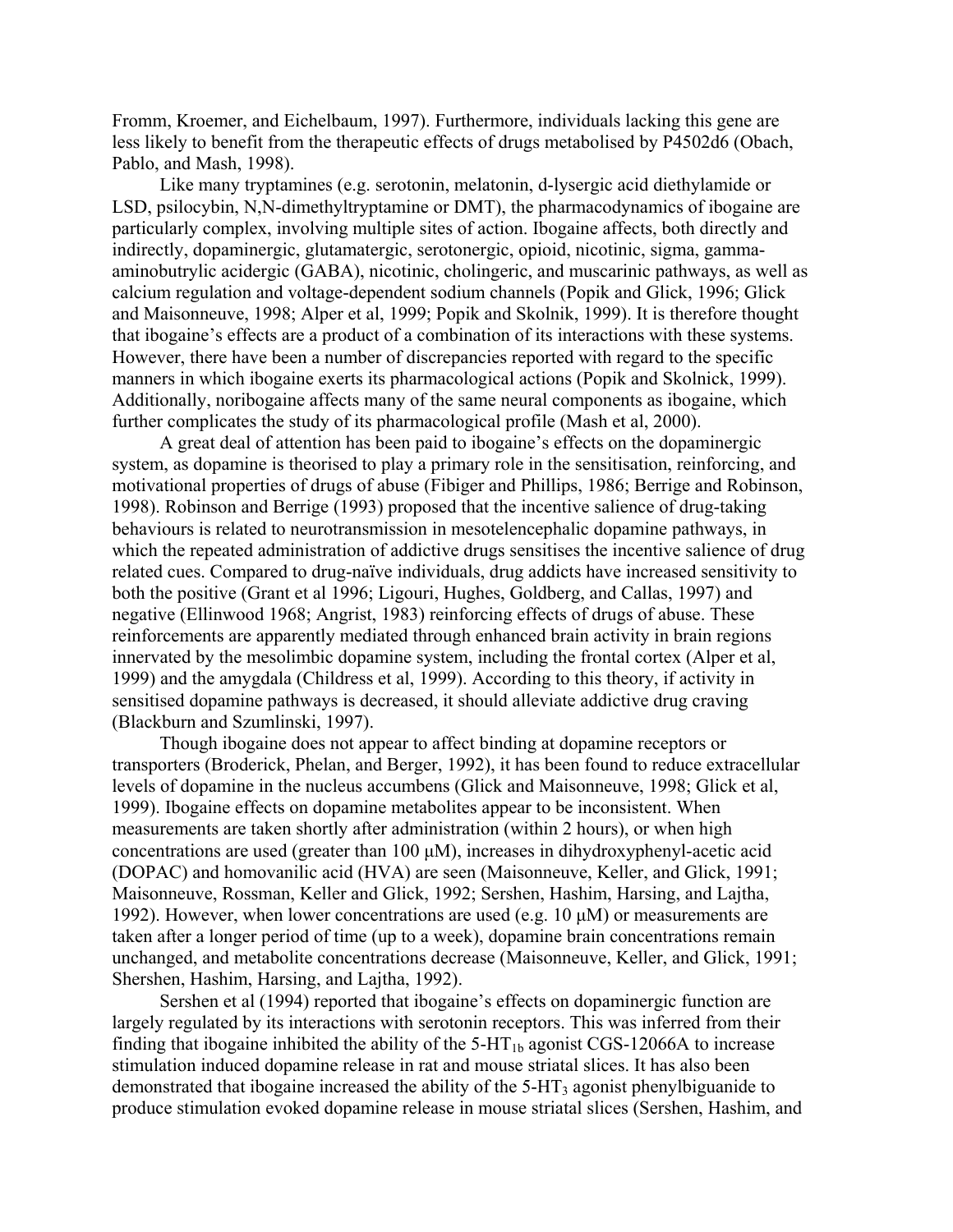Fromm, Kroemer, and Eichelbaum, 1997). Furthermore, individuals lacking this gene are less likely to benefit from the therapeutic effects of drugs metabolised by P4502d6 (Obach, Pablo, and Mash, 1998).

Like many tryptamines (e.g. serotonin, melatonin, d-lysergic acid diethylamide or LSD, psilocybin, N,N-dimethyltryptamine or DMT), the pharmacodynamics of ibogaine are particularly complex, involving multiple sites of action. Ibogaine affects, both directly and indirectly, dopaminergic, glutamatergic, serotonergic, opioid, nicotinic, sigma, gamma-aminobutrylic acidergic (GABA), nicotinic, cholingeric, and muscarinic pathways, as well as calcium regulation and voltage-dependent sodium channels (Popik and Glick, 1996; Glick and Maisonneuve, 1998; Alper et al, 1999; Popik and Skolnik, 1999). It is therefore thought that ibogaine's effects are a product of a combination of its interactions with these systems. However, there have been a number of discrepancies reported with regard to the specific manners in which ibogaine exerts its pharmacological actions (Popik and Skolnick, 1999). Additionally, noribogaine affects many of the same neural components as ibogaine, which further complicates the study of its pharmacological profile (Mash et al, 2000).

A great deal of attention has been paid to ibogaine's effects on the dopaminergic system, as dopamine is theorised to play a primary role in the sensitisation, reinforcing, and motivational properties of drugs of abuse (Fibiger and Phillips, 1986; Berrige and Robinson, 1998). Robinson and Berrige (1993) proposed that the incentive salience of drug-taking behaviours is related to neurotransmission in mesotelencephalic dopamine pathways, in which the repeated administration of addictive drugs sensitises the incentive salience of drug related cues. Compared to drug-naïve individuals, drug addicts have increased sensitivity to both the positive (Grant et al 1996; Ligouri, Hughes, Goldberg, and Callas, 1997) and negative (Ellinwood 1968; Angrist, 1983) reinforcing effects of drugs of abuse. These reinforcements are apparently mediated through enhanced brain activity in brain regions innervated by the mesolimbic dopamine system, including the frontal cortex (Alper et al, 1999) and the amygdala (Childress et al, 1999). According to this theory, if activity in sensitised dopamine pathways is decreased, it should alleviate addictive drug craving (Blackburn and Szumlinski, 1997).

Though ibogaine does not appear to affect binding at dopamine receptors or transporters (Broderick, Phelan, and Berger, 1992), it has been found to reduce extracellular levels of dopamine in the nucleus accumbens (Glick and Maisonneuve, 1998; Glick et al, 1999). Ibogaine effects on dopamine metabolites appear to be inconsistent. When measurements are taken shortly after administration (within 2 hours), or when high concentrations are used (greater than 100 μM), increases in dihydroxyphenyl-acetic acid (DOPAC) and homovanilic acid (HVA) are seen (Maisonneuve, Keller, and Glick, 1991; Maisonneuve, Rossman, Keller and Glick, 1992; Sershen, Hashim, Harsing, and Lajtha, 1992). However, when lower concentrations are used (e.g. 10 μM) or measurements are taken after a longer period of time (up to a week), dopamine brain concentrations remain unchanged, and metabolite concentrations decrease (Maisonneuve, Keller, and Glick, 1991; Shershen, Hashim, Harsing, and Lajtha, 1992).

Sershen et al (1994) reported that ibogaine's effects on dopaminergic function are largely regulated by its interactions with serotonin receptors. This was inferred from their finding that ibogaine inhibited the ability of the 5-$HT_{1b}$ agonist CGS-12066A to increase stimulation induced dopamine release in rat and mouse striatal slices. It has also been demonstrated that ibogaine increased the ability of the 5-$HT_3$ agonist phenylbiguanide to produce stimulation evoked dopamine release in mouse striatal slices (Sershen, Hashim, and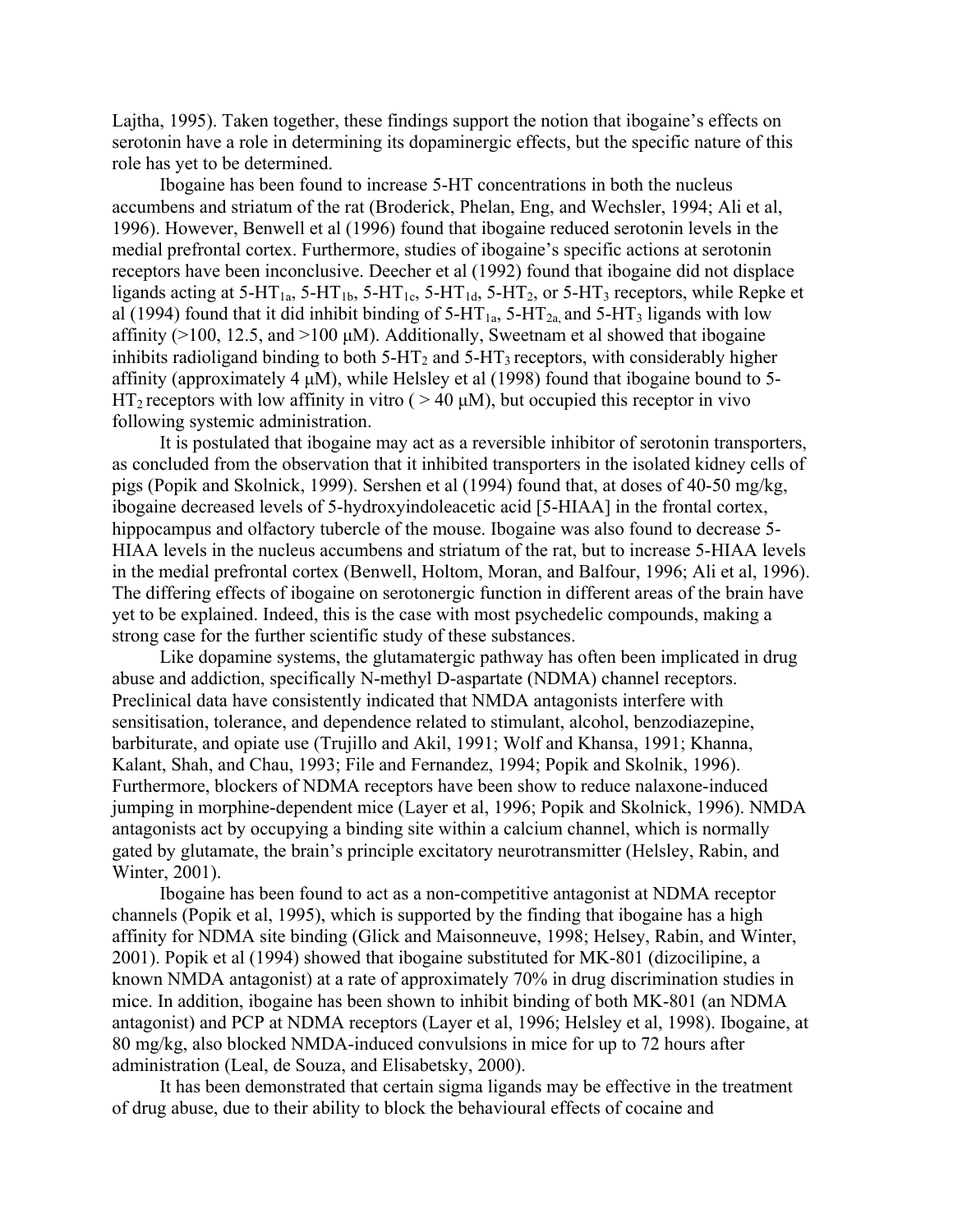Lajtha, 1995). Taken together, these findings support the notion that ibogaine's effects on serotonin have a role in determining its dopaminergic effects, but the specific nature of this role has yet to be determined.

Ibogaine has been found to increase 5-HT concentrations in both the nucleus accumbens and striatum of the rat (Broderick, Phelan, Eng, and Wechsler, 1994; Ali et al, 1996). However, Benwell et al (1996) found that ibogaine reduced serotonin levels in the medial prefrontal cortex. Furthermore, studies of ibogaine's specific actions at serotonin receptors have been inconclusive. Deecher et al (1992) found that ibogaine did not displace ligands acting at 5-$HT_{1a}$, 5-$HT_{1b}$, 5-$HT_{1c}$, 5-$HT_{1d}$, 5-$HT_2$, or 5-$HT_3$ receptors, while Repke et al (1994) found that it did inhibit binding of 5-$HT_{1a}$, 5-$HT_{2a,}$ and 5-$HT_3$ ligands with low affinity (>100, 12.5, and >100 μM). Additionally, Sweetnam et al showed that ibogaine inhibits radioligand binding to both 5-$HT_2$ and 5-$HT_3$ receptors, with considerably higher affinity (approximately 4 μM), while Helsley et al (1998) found that ibogaine bound to 5-$HT_2$ receptors with low affinity in vitro ( > 40 μM), but occupied this receptor in vivo following systemic administration.

It is postulated that ibogaine may act as a reversible inhibitor of serotonin transporters, as concluded from the observation that it inhibited transporters in the isolated kidney cells of pigs (Popik and Skolnick, 1999). Sershen et al (1994) found that, at doses of 40-50 mg/kg, ibogaine decreased levels of 5-hydroxyindoleacetic acid [5-HIAA] in the frontal cortex, hippocampus and olfactory tubercle of the mouse. Ibogaine was also found to decrease 5-HIAA levels in the nucleus accumbens and striatum of the rat, but to increase 5-HIAA levels in the medial prefrontal cortex (Benwell, Holtom, Moran, and Balfour, 1996; Ali et al, 1996). The differing effects of ibogaine on serotonergic function in different areas of the brain have yet to be explained. Indeed, this is the case with most psychedelic compounds, making a strong case for the further scientific study of these substances.

Like dopamine systems, the glutamatergic pathway has often been implicated in drug abuse and addiction, specifically N-methyl D-aspartate (NDMA) channel receptors. Preclinical data have consistently indicated that NMDA antagonists interfere with sensitisation, tolerance, and dependence related to stimulant, alcohol, benzodiazepine, barbiturate, and opiate use (Trujillo and Akil, 1991; Wolf and Khansa, 1991; Khanna, Kalant, Shah, and Chau, 1993; File and Fernandez, 1994; Popik and Skolnik, 1996). Furthermore, blockers of NDMA receptors have been show to reduce nalaxone-induced jumping in morphine-dependent mice (Layer et al, 1996; Popik and Skolnick, 1996). NMDA antagonists act by occupying a binding site within a calcium channel, which is normally gated by glutamate, the brain's principle excitatory neurotransmitter (Helsley, Rabin, and Winter, 2001).

Ibogaine has been found to act as a non-competitive antagonist at NDMA receptor channels (Popik et al, 1995), which is supported by the finding that ibogaine has a high affinity for NDMA site binding (Glick and Maisonneuve, 1998; Helsey, Rabin, and Winter, 2001). Popik et al (1994) showed that ibogaine substituted for MK-801 (dizocilipine, a known NMDA antagonist) at a rate of approximately 70% in drug discrimination studies in mice. In addition, ibogaine has been shown to inhibit binding of both MK-801 (an NDMA antagonist) and PCP at NDMA receptors (Layer et al, 1996; Helsley et al, 1998). Ibogaine, at 80 mg/kg, also blocked NMDA-induced convulsions in mice for up to 72 hours after administration (Leal, de Souza, and Elisabetsky, 2000).

It has been demonstrated that certain sigma ligands may be effective in the treatment of drug abuse, due to their ability to block the behavioural effects of cocaine and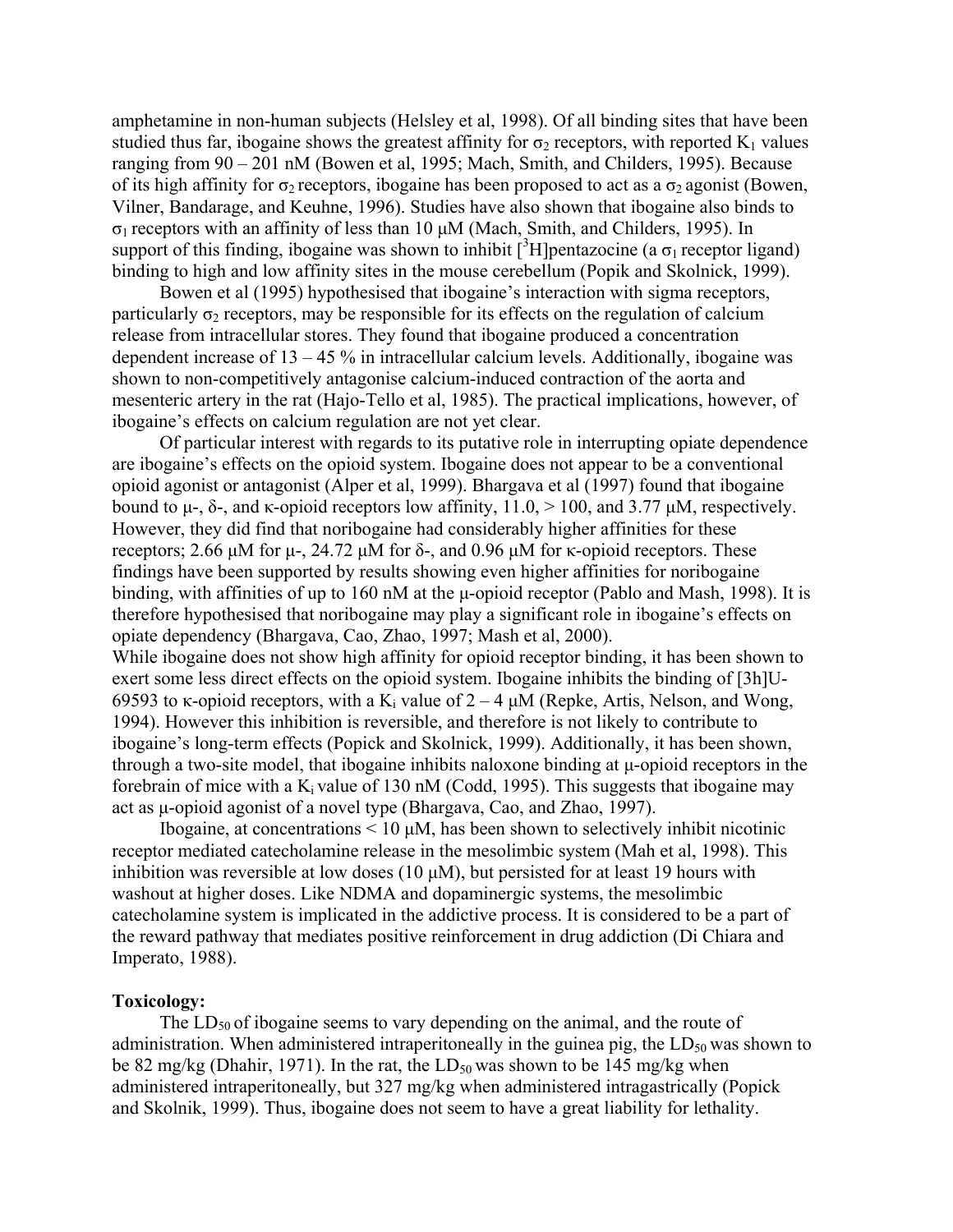amphetamine in non-human subjects (Helsley et al, 1998). Of all binding sites that have been studied thus far, ibogaine shows the greatest affinity for $\sigma_2$ receptors, with reported $K_1$ values ranging from 90 – 201 nM (Bowen et al, 1995; Mach, Smith, and Childers, 1995). Because of its high affinity for $\sigma_2$ receptors, ibogaine has been proposed to act as a $\sigma_2$ agonist (Bowen, Vilner, Bandarage, and Keuhne, 1996). Studies have also shown that ibogaine also binds to $\sigma_1$ receptors with an affinity of less than 10 μM (Mach, Smith, and Childers, 1995). In support of this finding, ibogaine was shown to inhibit [$^3$H]pentazocine (a $\sigma_1$ receptor ligand) binding to high and low affinity sites in the mouse cerebellum (Popik and Skolnick, 1999).

Bowen et al (1995) hypothesised that ibogaine's interaction with sigma receptors, particularly $\sigma_2$ receptors, may be responsible for its effects on the regulation of calcium release from intracellular stores. They found that ibogaine produced a concentration dependent increase of 13 – 45 % in intracellular calcium levels. Additionally, ibogaine was shown to non-competitively antagonise calcium-induced contraction of the aorta and mesenteric artery in the rat (Hajo-Tello et al, 1985). The practical implications, however, of ibogaine's effects on calcium regulation are not yet clear.

Of particular interest with regards to its putative role in interrupting opiate dependence are ibogaine's effects on the opioid system. Ibogaine does not appear to be a conventional opioid agonist or antagonist (Alper et al, 1999). Bhargava et al (1997) found that ibogaine bound to μ-, δ-, and κ-opioid receptors low affinity, 11.0, > 100, and 3.77 μM, respectively. However, they did find that noribogaine had considerably higher affinities for these receptors; 2.66 μM for μ-, 24.72 μM for δ-, and 0.96 μM for κ-opioid receptors. These findings have been supported by results showing even higher affinities for noribogaine binding, with affinities of up to 160 nM at the μ-opioid receptor (Pablo and Mash, 1998). It is therefore hypothesised that noribogaine may play a significant role in ibogaine's effects on opiate dependency (Bhargava, Cao, Zhao, 1997; Mash et al, 2000).

While ibogaine does not show high affinity for opioid receptor binding, it has been shown to exert some less direct effects on the opioid system. Ibogaine inhibits the binding of [3h]U-69593 to κ-opioid receptors, with a $K_i$ value of 2 – 4 μM (Repke, Artis, Nelson, and Wong, 1994). However this inhibition is reversible, and therefore is not likely to contribute to ibogaine's long-term effects (Popick and Skolnick, 1999). Additionally, it has been shown, through a two-site model, that ibogaine inhibits naloxone binding at μ-opioid receptors in the forebrain of mice with a $K_i$ value of 130 nM (Codd, 1995). This suggests that ibogaine may act as μ-opioid agonist of a novel type (Bhargava, Cao, and Zhao, 1997).

Ibogaine, at concentrations < 10 μM, has been shown to selectively inhibit nicotinic receptor mediated catecholamine release in the mesolimbic system (Mah et al, 1998). This inhibition was reversible at low doses (10 μM), but persisted for at least 19 hours with washout at higher doses. Like NDMA and dopaminergic systems, the mesolimbic catecholamine system is implicated in the addictive process. It is considered to be a part of the reward pathway that mediates positive reinforcement in drug addiction (Di Chiara and Imperato, 1988).

**Toxicology:**

The $LD_{50}$ of ibogaine seems to vary depending on the animal, and the route of administration. When administered intraperitoneally in the guinea pig, the $LD_{50}$ was shown to be 82 mg/kg (Dhahir, 1971). In the rat, the $LD_{50}$ was shown to be 145 mg/kg when administered intraperitoneally, but 327 mg/kg when administered intragastrically (Popick and Skolnik, 1999). Thus, ibogaine does not seem to have a great liability for lethality.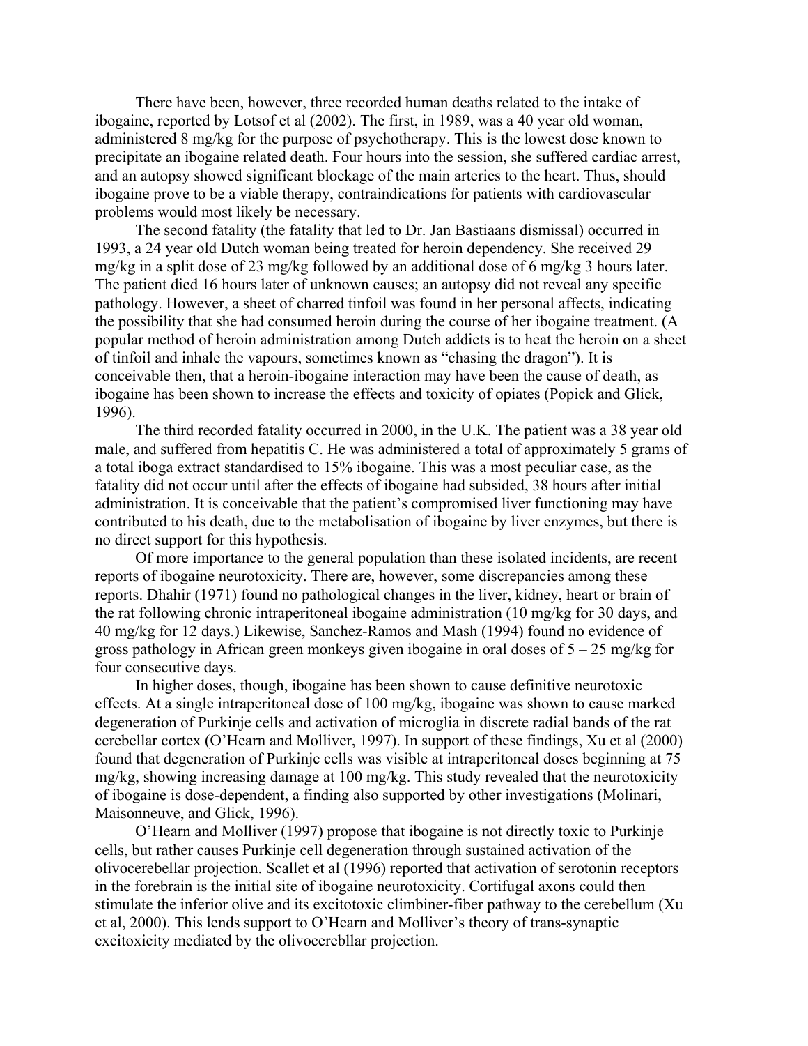There have been, however, three recorded human deaths related to the intake of ibogaine, reported by Lotsof et al (2002). The first, in 1989, was a 40 year old woman, administered 8 mg/kg for the purpose of psychotherapy. This is the lowest dose known to precipitate an ibogaine related death. Four hours into the session, she suffered cardiac arrest, and an autopsy showed significant blockage of the main arteries to the heart. Thus, should ibogaine prove to be a viable therapy, contraindications for patients with cardiovascular problems would most likely be necessary.

The second fatality (the fatality that led to Dr. Jan Bastiaans dismissal) occurred in 1993, a 24 year old Dutch woman being treated for heroin dependency. She received 29 mg/kg in a split dose of 23 mg/kg followed by an additional dose of 6 mg/kg 3 hours later. The patient died 16 hours later of unknown causes; an autopsy did not reveal any specific pathology. However, a sheet of charred tinfoil was found in her personal affects, indicating the possibility that she had consumed heroin during the course of her ibogaine treatment. (A popular method of heroin administration among Dutch addicts is to heat the heroin on a sheet of tinfoil and inhale the vapours, sometimes known as "chasing the dragon"). It is conceivable then, that a heroin-ibogaine interaction may have been the cause of death, as ibogaine has been shown to increase the effects and toxicity of opiates (Popick and Glick, 1996).

The third recorded fatality occurred in 2000, in the U.K. The patient was a 38 year old male, and suffered from hepatitis C. He was administered a total of approximately 5 grams of a total iboga extract standardised to 15% ibogaine. This was a most peculiar case, as the fatality did not occur until after the effects of ibogaine had subsided, 38 hours after initial administration. It is conceivable that the patient's compromised liver functioning may have contributed to his death, due to the metabolisation of ibogaine by liver enzymes, but there is no direct support for this hypothesis.

Of more importance to the general population than these isolated incidents, are recent reports of ibogaine neurotoxicity. There are, however, some discrepancies among these reports. Dhahir (1971) found no pathological changes in the liver, kidney, heart or brain of the rat following chronic intraperitoneal ibogaine administration (10 mg/kg for 30 days, and 40 mg/kg for 12 days.) Likewise, Sanchez-Ramos and Mash (1994) found no evidence of gross pathology in African green monkeys given ibogaine in oral doses of 5 – 25 mg/kg for four consecutive days.

In higher doses, though, ibogaine has been shown to cause definitive neurotoxic effects. At a single intraperitoneal dose of 100 mg/kg, ibogaine was shown to cause marked degeneration of Purkinje cells and activation of microglia in discrete radial bands of the rat cerebellar cortex (O'Hearn and Molliver, 1997). In support of these findings, Xu et al (2000) found that degeneration of Purkinje cells was visible at intraperitoneal doses beginning at 75 mg/kg, showing increasing damage at 100 mg/kg. This study revealed that the neurotoxicity of ibogaine is dose-dependent, a finding also supported by other investigations (Molinari, Maisonneuve, and Glick, 1996).

O'Hearn and Molliver (1997) propose that ibogaine is not directly toxic to Purkinje cells, but rather causes Purkinje cell degeneration through sustained activation of the olivocerebellar projection. Scallet et al (1996) reported that activation of serotonin receptors in the forebrain is the initial site of ibogaine neurotoxicity. Cortifugal axons could then stimulate the inferior olive and its excitotoxic climbiner-fiber pathway to the cerebellum (Xu et al, 2000). This lends support to O'Hearn and Molliver's theory of trans-synaptic excitoxicity mediated by the olivocerebllar projection.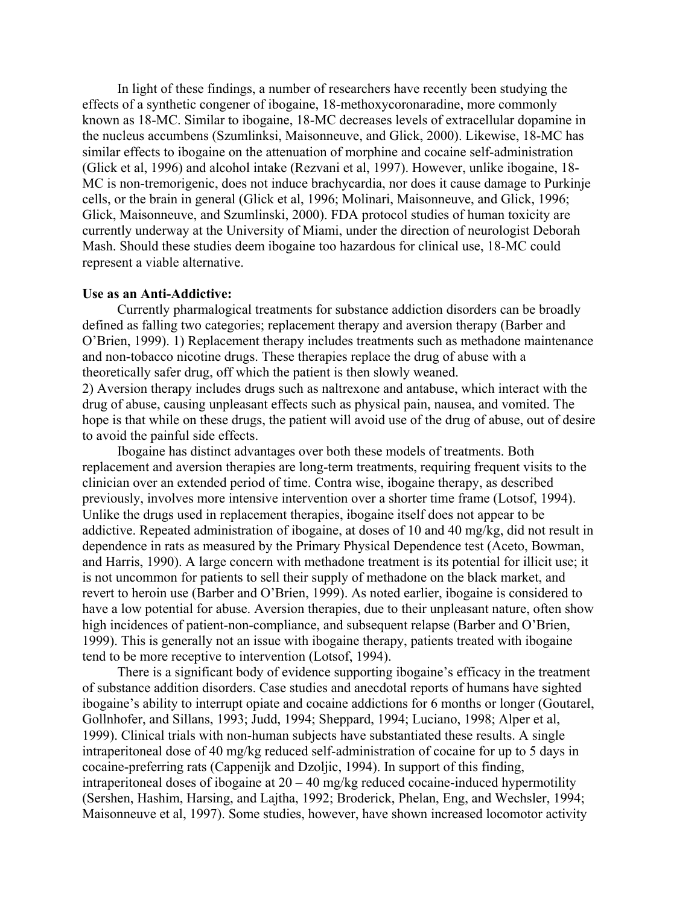In light of these findings, a number of researchers have recently been studying the effects of a synthetic congener of ibogaine, 18-methoxycoronaradine, more commonly known as 18-MC. Similar to ibogaine, 18-MC decreases levels of extracellular dopamine in the nucleus accumbens (Szumlinksi, Maisonneuve, and Glick, 2000). Likewise, 18-MC has similar effects to ibogaine on the attenuation of morphine and cocaine self-administration (Glick et al, 1996) and alcohol intake (Rezvani et al, 1997). However, unlike ibogaine, 18-MC is non-tremorigenic, does not induce brachycardia, nor does it cause damage to Purkinje cells, or the brain in general (Glick et al, 1996; Molinari, Maisonneuve, and Glick, 1996; Glick, Maisonneuve, and Szumlinski, 2000). FDA protocol studies of human toxicity are currently underway at the University of Miami, under the direction of neurologist Deborah Mash. Should these studies deem ibogaine too hazardous for clinical use, 18-MC could represent a viable alternative.

**Use as an Anti-Addictive:**

Currently pharmalogical treatments for substance addiction disorders can be broadly defined as falling two categories; replacement therapy and aversion therapy (Barber and O'Brien, 1999). 1) Replacement therapy includes treatments such as methadone maintenance and non-tobacco nicotine drugs. These therapies replace the drug of abuse with a theoretically safer drug, off which the patient is then slowly weaned.
2) Aversion therapy includes drugs such as naltrexone and antabuse, which interact with the drug of abuse, causing unpleasant effects such as physical pain, nausea, and vomited. The hope is that while on these drugs, the patient will avoid use of the drug of abuse, out of desire to avoid the painful side effects.

Ibogaine has distinct advantages over both these models of treatments. Both replacement and aversion therapies are long-term treatments, requiring frequent visits to the clinician over an extended period of time. Contra wise, ibogaine therapy, as described previously, involves more intensive intervention over a shorter time frame (Lotsof, 1994). Unlike the drugs used in replacement therapies, ibogaine itself does not appear to be addictive. Repeated administration of ibogaine, at doses of 10 and 40 mg/kg, did not result in dependence in rats as measured by the Primary Physical Dependence test (Aceto, Bowman, and Harris, 1990). A large concern with methadone treatment is its potential for illicit use; it is not uncommon for patients to sell their supply of methadone on the black market, and revert to heroin use (Barber and O'Brien, 1999). As noted earlier, ibogaine is considered to have a low potential for abuse. Aversion therapies, due to their unpleasant nature, often show high incidences of patient-non-compliance, and subsequent relapse (Barber and O'Brien, 1999). This is generally not an issue with ibogaine therapy, patients treated with ibogaine tend to be more receptive to intervention (Lotsof, 1994).

There is a significant body of evidence supporting ibogaine's efficacy in the treatment of substance addition disorders. Case studies and anecdotal reports of humans have sighted ibogaine's ability to interrupt opiate and cocaine addictions for 6 months or longer (Goutarel, Gollnhofer, and Sillans, 1993; Judd, 1994; Sheppard, 1994; Luciano, 1998; Alper et al, 1999). Clinical trials with non-human subjects have substantiated these results. A single intraperitoneal dose of 40 mg/kg reduced self-administration of cocaine for up to 5 days in cocaine-preferring rats (Cappenijk and Dzoljic, 1994). In support of this finding, intraperitoneal doses of ibogaine at 20 – 40 mg/kg reduced cocaine-induced hypermotility (Sershen, Hashim, Harsing, and Lajtha, 1992; Broderick, Phelan, Eng, and Wechsler, 1994; Maisonneuve et al, 1997). Some studies, however, have shown increased locomotor activity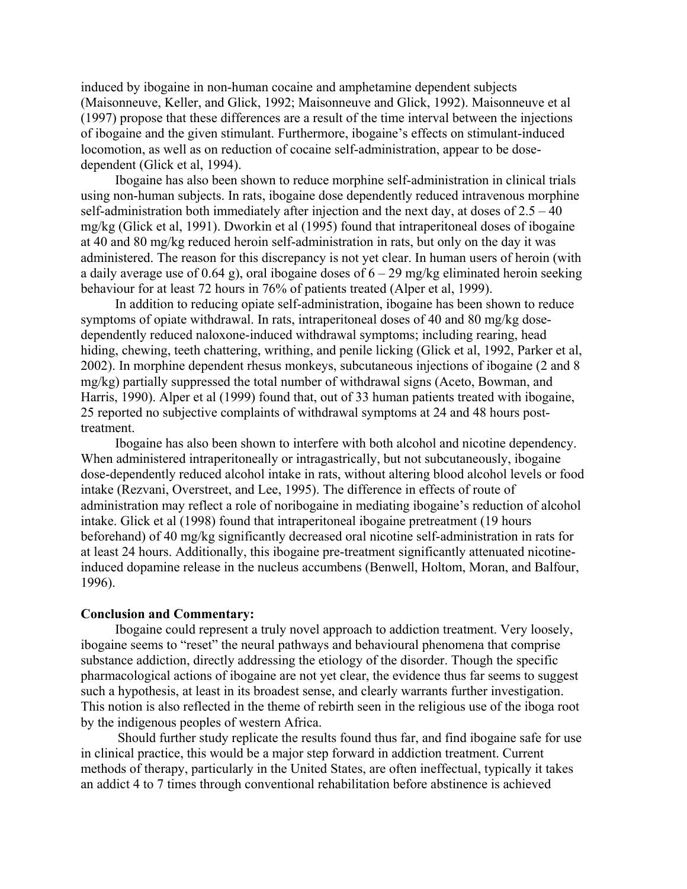induced by ibogaine in non-human cocaine and amphetamine dependent subjects (Maisonneuve, Keller, and Glick, 1992; Maisonneuve and Glick, 1992). Maisonneuve et al (1997) propose that these differences are a result of the time interval between the injections of ibogaine and the given stimulant. Furthermore, ibogaine's effects on stimulant-induced locomotion, as well as on reduction of cocaine self-administration, appear to be dose-dependent (Glick et al, 1994).

Ibogaine has also been shown to reduce morphine self-administration in clinical trials using non-human subjects. In rats, ibogaine dose dependently reduced intravenous morphine self-administration both immediately after injection and the next day, at doses of 2.5 – 40 mg/kg (Glick et al, 1991). Dworkin et al (1995) found that intraperitoneal doses of ibogaine at 40 and 80 mg/kg reduced heroin self-administration in rats, but only on the day it was administered. The reason for this discrepancy is not yet clear. In human users of heroin (with a daily average use of 0.64 g), oral ibogaine doses of 6 – 29 mg/kg eliminated heroin seeking behaviour for at least 72 hours in 76% of patients treated (Alper et al, 1999).

In addition to reducing opiate self-administration, ibogaine has been shown to reduce symptoms of opiate withdrawal. In rats, intraperitoneal doses of 40 and 80 mg/kg dose-dependently reduced naloxone-induced withdrawal symptoms; including rearing, head hiding, chewing, teeth chattering, writhing, and penile licking (Glick et al, 1992, Parker et al, 2002). In morphine dependent rhesus monkeys, subcutaneous injections of ibogaine (2 and 8 mg/kg) partially suppressed the total number of withdrawal signs (Aceto, Bowman, and Harris, 1990). Alper et al (1999) found that, out of 33 human patients treated with ibogaine, 25 reported no subjective complaints of withdrawal symptoms at 24 and 48 hours post-treatment.

Ibogaine has also been shown to interfere with both alcohol and nicotine dependency. When administered intraperitoneally or intragastrically, but not subcutaneously, ibogaine dose-dependently reduced alcohol intake in rats, without altering blood alcohol levels or food intake (Rezvani, Overstreet, and Lee, 1995). The difference in effects of route of administration may reflect a role of noribogaine in mediating ibogaine's reduction of alcohol intake. Glick et al (1998) found that intraperitoneal ibogaine pretreatment (19 hours beforehand) of 40 mg/kg significantly decreased oral nicotine self-administration in rats for at least 24 hours. Additionally, this ibogaine pre-treatment significantly attenuated nicotine-induced dopamine release in the nucleus accumbens (Benwell, Holtom, Moran, and Balfour, 1996).

**Conclusion and Commentary:**

Ibogaine could represent a truly novel approach to addiction treatment. Very loosely, ibogaine seems to "reset" the neural pathways and behavioural phenomena that comprise substance addiction, directly addressing the etiology of the disorder. Though the specific pharmacological actions of ibogaine are not yet clear, the evidence thus far seems to suggest such a hypothesis, at least in its broadest sense, and clearly warrants further investigation. This notion is also reflected in the theme of rebirth seen in the religious use of the iboga root by the indigenous peoples of western Africa.

Should further study replicate the results found thus far, and find ibogaine safe for use in clinical practice, this would be a major step forward in addiction treatment. Current methods of therapy, particularly in the United States, are often ineffectual, typically it takes an addict 4 to 7 times through conventional rehabilitation before abstinence is achieved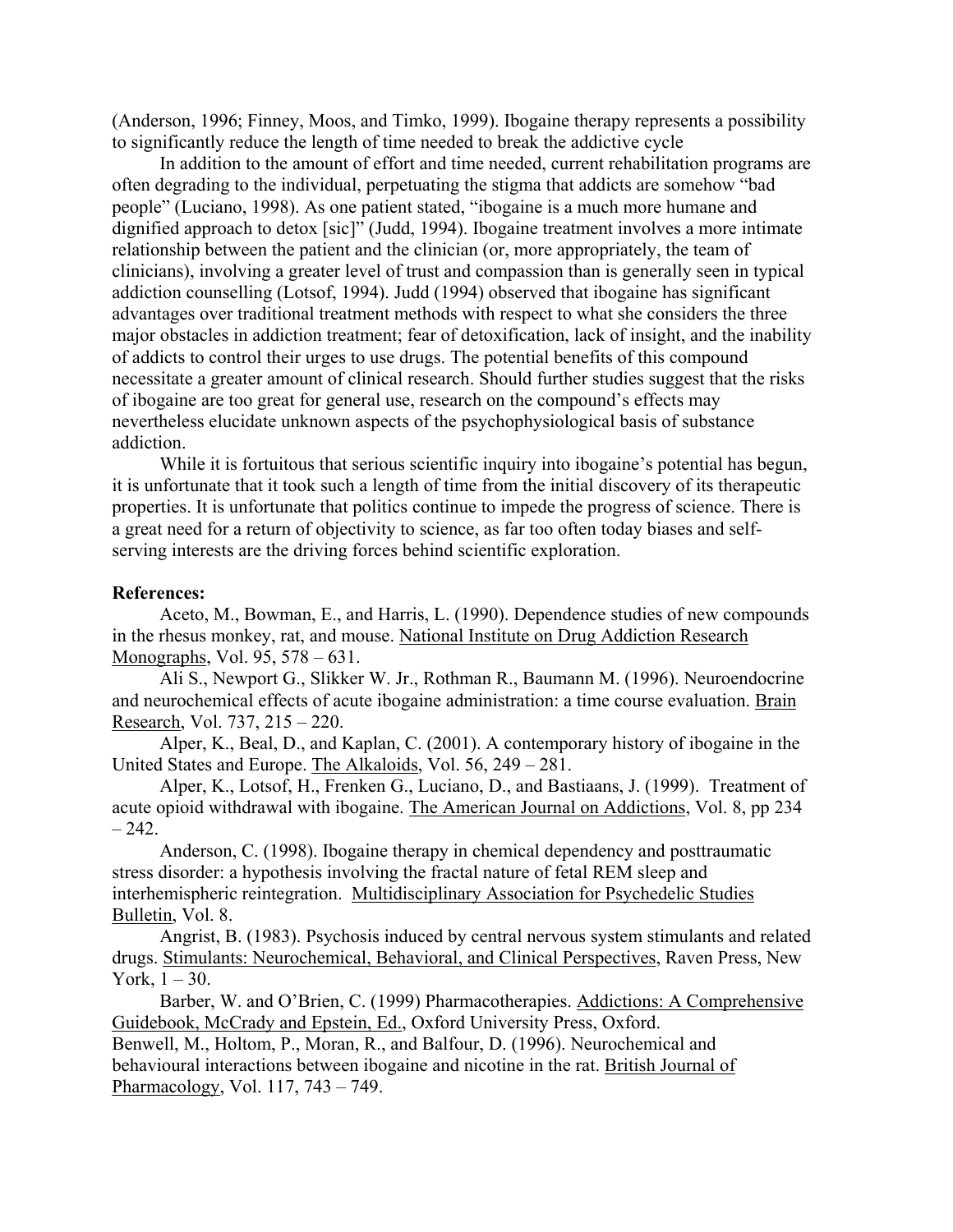(Anderson, 1996; Finney, Moos, and Timko, 1999). Ibogaine therapy represents a possibility to significantly reduce the length of time needed to break the addictive cycle

In addition to the amount of effort and time needed, current rehabilitation programs are often degrading to the individual, perpetuating the stigma that addicts are somehow "bad people" (Luciano, 1998). As one patient stated, "ibogaine is a much more humane and dignified approach to detox [sic]" (Judd, 1994). Ibogaine treatment involves a more intimate relationship between the patient and the clinician (or, more appropriately, the team of clinicians), involving a greater level of trust and compassion than is generally seen in typical addiction counselling (Lotsof, 1994). Judd (1994) observed that ibogaine has significant advantages over traditional treatment methods with respect to what she considers the three major obstacles in addiction treatment; fear of detoxification, lack of insight, and the inability of addicts to control their urges to use drugs. The potential benefits of this compound necessitate a greater amount of clinical research. Should further studies suggest that the risks of ibogaine are too great for general use, research on the compound's effects may nevertheless elucidate unknown aspects of the psychophysiological basis of substance addiction.

While it is fortuitous that serious scientific inquiry into ibogaine's potential has begun, it is unfortunate that it took such a length of time from the initial discovery of its therapeutic properties. It is unfortunate that politics continue to impede the progress of science. There is a great need for a return of objectivity to science, as far too often today biases and self-serving interests are the driving forces behind scientific exploration.

**References:**

Aceto, M., Bowman, E., and Harris, L. (1990). Dependence studies of new compounds in the rhesus monkey, rat, and mouse. National Institute on Drug Addiction Research Monographs, Vol. 95, 578 – 631.

Ali S., Newport G., Slikker W. Jr., Rothman R., Baumann M. (1996). Neuroendocrine and neurochemical effects of acute ibogaine administration: a time course evaluation. Brain Research, Vol. 737, 215 – 220.

Alper, K., Beal, D., and Kaplan, C. (2001). A contemporary history of ibogaine in the United States and Europe. The Alkaloids, Vol. 56, 249 – 281.

Alper, K., Lotsof, H., Frenken G., Luciano, D., and Bastiaans, J. (1999). Treatment of acute opioid withdrawal with ibogaine. The American Journal on Addictions, Vol. 8, pp 234 – 242.

Anderson, C. (1998). Ibogaine therapy in chemical dependency and posttraumatic stress disorder: a hypothesis involving the fractal nature of fetal REM sleep and interhemispheric reintegration. Multidisciplinary Association for Psychedelic Studies Bulletin, Vol. 8.

Angrist, B. (1983). Psychosis induced by central nervous system stimulants and related drugs. Stimulants: Neurochemical, Behavioral, and Clinical Perspectives, Raven Press, New York, 1 – 30.

Barber, W. and O'Brien, C. (1999) Pharmacotherapies. Addictions: A Comprehensive Guidebook, McCrady and Epstein, Ed., Oxford University Press, Oxford.

Benwell, M., Holtom, P., Moran, R., and Balfour, D. (1996). Neurochemical and behavioural interactions between ibogaine and nicotine in the rat. British Journal of Pharmacology, Vol. 117, 743 – 749.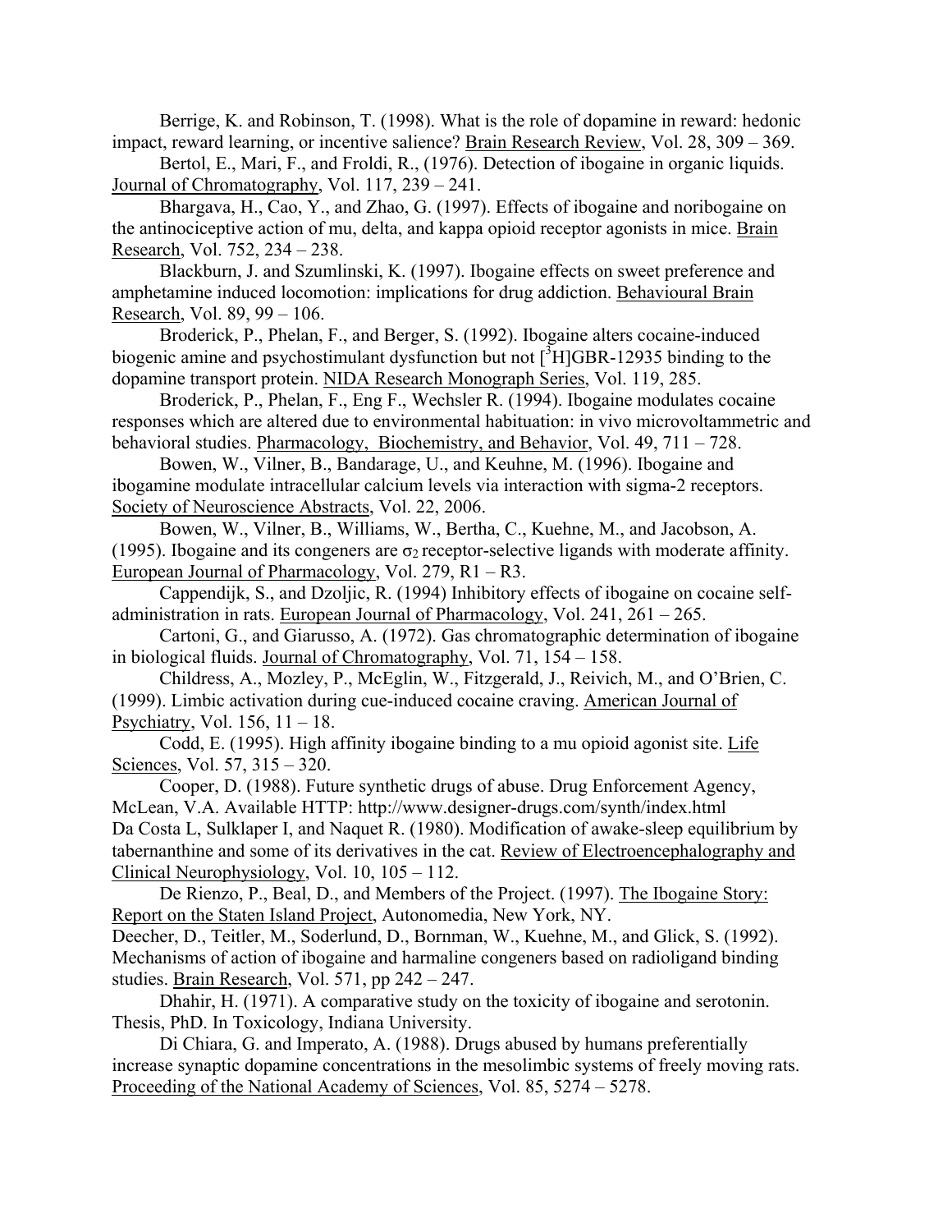Berrige, K. and Robinson, T. (1998). What is the role of dopamine in reward: hedonic impact, reward learning, or incentive salience? Brain Research Review, Vol. 28, 309 – 369.

Bertol, E., Mari, F., and Froldi, R., (1976). Detection of ibogaine in organic liquids. Journal of Chromatography, Vol. 117, 239 – 241.

Bhargava, H., Cao, Y., and Zhao, G. (1997). Effects of ibogaine and noribogaine on the antinociceptive action of mu, delta, and kappa opioid receptor agonists in mice. Brain Research, Vol. 752, 234 – 238.

Blackburn, J. and Szumlinski, K. (1997). Ibogaine effects on sweet preference and amphetamine induced locomotion: implications for drug addiction. Behavioural Brain Research, Vol. 89, 99 – 106.

Broderick, P., Phelan, F., and Berger, S. (1992). Ibogaine alters cocaine-induced biogenic amine and psychostimulant dysfunction but not [$^3$H]GBR-12935 binding to the dopamine transport protein. NIDA Research Monograph Series, Vol. 119, 285.

Broderick, P., Phelan, F., Eng F., Wechsler R. (1994). Ibogaine modulates cocaine responses which are altered due to environmental habituation: in vivo microvoltammetric and behavioral studies. Pharmacology, Biochemistry, and Behavior, Vol. 49, 711 – 728.

Bowen, W., Vilner, B., Bandarage, U., and Keuhne, M. (1996). Ibogaine and ibogamine modulate intracellular calcium levels via interaction with sigma-2 receptors. Society of Neuroscience Abstracts, Vol. 22, 2006.

Bowen, W., Vilner, B., Williams, W., Bertha, C., Kuehne, M., and Jacobson, A. (1995). Ibogaine and its congeners are $\sigma_2$ receptor-selective ligands with moderate affinity. European Journal of Pharmacology, Vol. 279, R1 – R3.

Cappendijk, S., and Dzoljic, R. (1994) Inhibitory effects of ibogaine on cocaine self-administration in rats. European Journal of Pharmacology, Vol. 241, 261 – 265.

Cartoni, G., and Giarusso, A. (1972). Gas chromatographic determination of ibogaine in biological fluids. Journal of Chromatography, Vol. 71, 154 – 158.

Childress, A., Mozley, P., McEglin, W., Fitzgerald, J., Reivich, M., and O'Brien, C. (1999). Limbic activation during cue-induced cocaine craving. American Journal of Psychiatry, Vol. 156, 11 – 18.

Codd, E. (1995). High affinity ibogaine binding to a mu opioid agonist site. Life Sciences, Vol. 57, 315 – 320.

Cooper, D. (1988). Future synthetic drugs of abuse. Drug Enforcement Agency, McLean, V.A. Available HTTP: http://www.designer-drugs.com/synth/index.html

Da Costa L, Sulklaper I, and Naquet R. (1980). Modification of awake-sleep equilibrium by tabernanthine and some of its derivatives in the cat. Review of Electroencephalography and Clinical Neurophysiology, Vol. 10, 105 – 112.

De Rienzo, P., Beal, D., and Members of the Project. (1997). The Ibogaine Story: Report on the Staten Island Project, Autonomedia, New York, NY.

Deecher, D., Teitler, M., Soderlund, D., Bornman, W., Kuehne, M., and Glick, S. (1992). Mechanisms of action of ibogaine and harmaline congeners based on radioligand binding studies. Brain Research, Vol. 571, pp 242 – 247.

Dhahir, H. (1971). A comparative study on the toxicity of ibogaine and serotonin. Thesis, PhD. In Toxicology, Indiana University.

Di Chiara, G. and Imperato, A. (1988). Drugs abused by humans preferentially increase synaptic dopamine concentrations in the mesolimbic systems of freely moving rats. Proceeding of the National Academy of Sciences, Vol. 85, 5274 – 5278.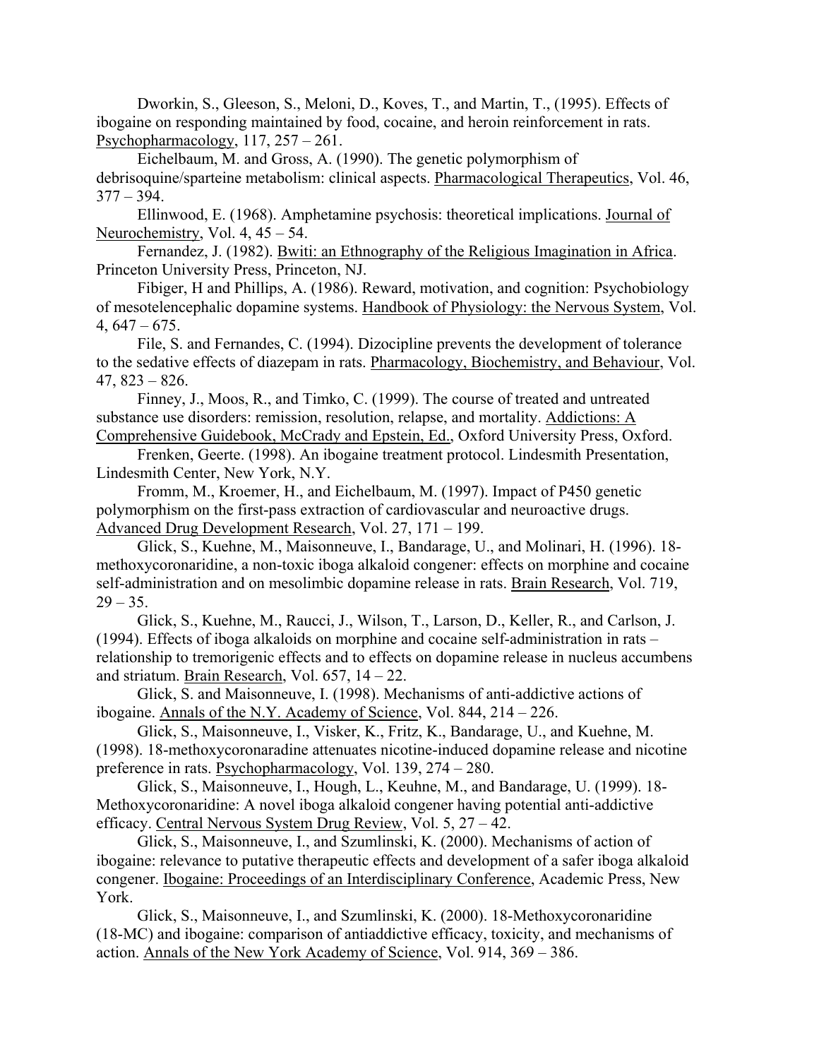Dworkin, S., Gleeson, S., Meloni, D., Koves, T., and Martin, T., (1995). Effects of ibogaine on responding maintained by food, cocaine, and heroin reinforcement in rats. Psychopharmacology, 117, 257 – 261.

Eichelbaum, M. and Gross, A. (1990). The genetic polymorphism of debrisoquine/sparteine metabolism: clinical aspects. Pharmacological Therapeutics, Vol. 46, 377 – 394.

Ellinwood, E. (1968). Amphetamine psychosis: theoretical implications. Journal of Neurochemistry, Vol. 4, 45 – 54.

Fernandez, J. (1982). Bwiti: an Ethnography of the Religious Imagination in Africa. Princeton University Press, Princeton, NJ.

Fibiger, H and Phillips, A. (1986). Reward, motivation, and cognition: Psychobiology of mesotelencephalic dopamine systems. Handbook of Physiology: the Nervous System, Vol. 4, 647 – 675.

File, S. and Fernandes, C. (1994). Dizocipline prevents the development of tolerance to the sedative effects of diazepam in rats. Pharmacology, Biochemistry, and Behaviour, Vol. 47, 823 – 826.

Finney, J., Moos, R., and Timko, C. (1999). The course of treated and untreated substance use disorders: remission, resolution, relapse, and mortality. Addictions: A Comprehensive Guidebook, McCrady and Epstein, Ed., Oxford University Press, Oxford.

Frenken, Geerte. (1998). An ibogaine treatment protocol. Lindesmith Presentation, Lindesmith Center, New York, N.Y.

Fromm, M., Kroemer, H., and Eichelbaum, M. (1997). Impact of P450 genetic polymorphism on the first-pass extraction of cardiovascular and neuroactive drugs. Advanced Drug Development Research, Vol. 27, 171 – 199.

Glick, S., Kuehne, M., Maisonneuve, I., Bandarage, U., and Molinari, H. (1996). 18-methoxycoronaridine, a non-toxic iboga alkaloid congener: effects on morphine and cocaine self-administration and on mesolimbic dopamine release in rats. Brain Research, Vol. 719, 29 – 35.

Glick, S., Kuehne, M., Raucci, J., Wilson, T., Larson, D., Keller, R., and Carlson, J. (1994). Effects of iboga alkaloids on morphine and cocaine self-administration in rats – relationship to tremorigenic effects and to effects on dopamine release in nucleus accumbens and striatum. Brain Research, Vol. 657, 14 – 22.

Glick, S. and Maisonneuve, I. (1998). Mechanisms of anti-addictive actions of ibogaine. Annals of the N.Y. Academy of Science, Vol. 844, 214 – 226.

Glick, S., Maisonneuve, I., Visker, K., Fritz, K., Bandarage, U., and Kuehne, M. (1998). 18-methoxycoronaradine attenuates nicotine-induced dopamine release and nicotine preference in rats. Psychopharmacology, Vol. 139, 274 – 280.

Glick, S., Maisonneuve, I., Hough, L., Keuhne, M., and Bandarage, U. (1999). 18-Methoxycoronaridine: A novel iboga alkaloid congener having potential anti-addictive efficacy. Central Nervous System Drug Review, Vol. 5, 27 – 42.

Glick, S., Maisonneuve, I., and Szumlinski, K. (2000). Mechanisms of action of ibogaine: relevance to putative therapeutic effects and development of a safer iboga alkaloid congener. Ibogaine: Proceedings of an Interdisciplinary Conference, Academic Press, New York.

Glick, S., Maisonneuve, I., and Szumlinski, K. (2000). 18-Methoxycoronaridine (18-MC) and ibogaine: comparison of antiaddictive efficacy, toxicity, and mechanisms of action. Annals of the New York Academy of Science, Vol. 914, 369 – 386.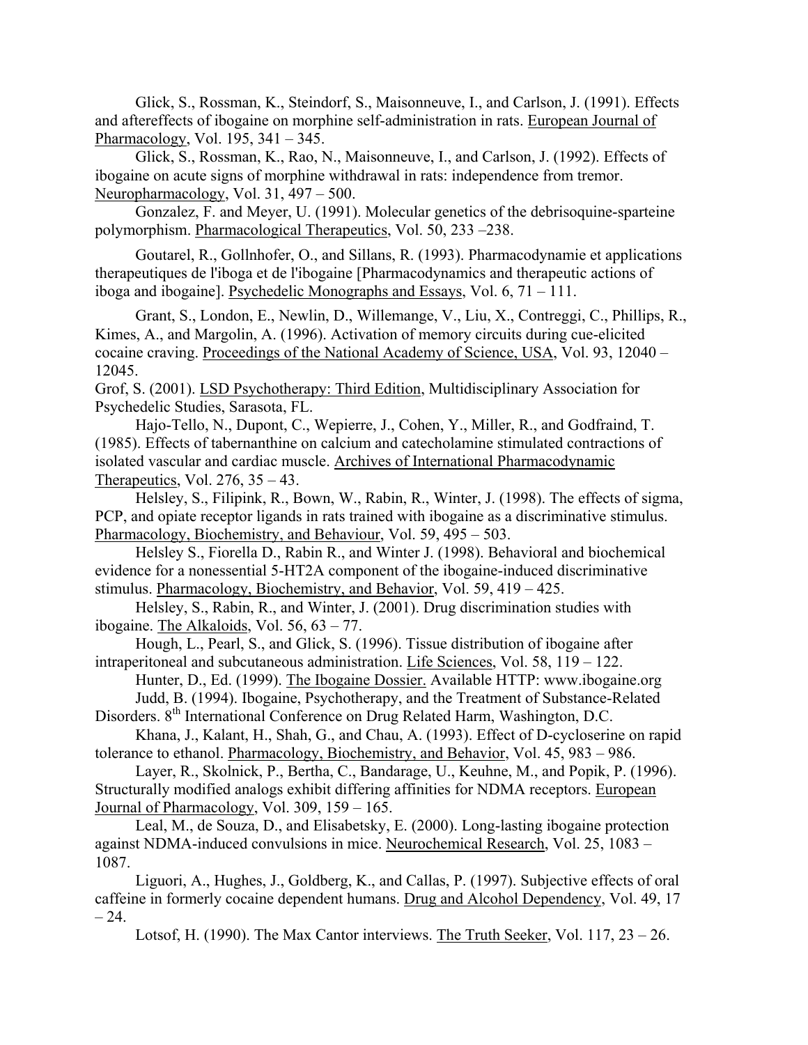Glick, S., Rossman, K., Steindorf, S., Maisonneuve, I., and Carlson, J. (1991). Effects and aftereffects of ibogaine on morphine self-administration in rats. European Journal of Pharmacology, Vol. 195, 341 – 345.

Glick, S., Rossman, K., Rao, N., Maisonneuve, I., and Carlson, J. (1992). Effects of ibogaine on acute signs of morphine withdrawal in rats: independence from tremor. Neuropharmacology, Vol. 31, 497 – 500.

Gonzalez, F. and Meyer, U. (1991). Molecular genetics of the debrisoquine-sparteine polymorphism. Pharmacological Therapeutics, Vol. 50, 233 –238.

Goutarel, R., Gollnhofer, O., and Sillans, R. (1993). Pharmacodynamie et applications therapeutiques de l'iboga et de l'ibogaine [Pharmacodynamics and therapeutic actions of iboga and ibogaine]. Psychedelic Monographs and Essays, Vol. 6, 71 – 111.

Grant, S., London, E., Newlin, D., Willemange, V., Liu, X., Contreggi, C., Phillips, R., Kimes, A., and Margolin, A. (1996). Activation of memory circuits during cue-elicited cocaine craving. Proceedings of the National Academy of Science, USA, Vol. 93, 12040 – 12045.

Grof, S. (2001). LSD Psychotherapy: Third Edition, Multidisciplinary Association for Psychedelic Studies, Sarasota, FL.

Hajo-Tello, N., Dupont, C., Wepierre, J., Cohen, Y., Miller, R., and Godfraind, T. (1985). Effects of tabernanthine on calcium and catecholamine stimulated contractions of isolated vascular and cardiac muscle. Archives of International Pharmacodynamic Therapeutics, Vol. 276, 35 – 43.

Helsley, S., Filipink, R., Bown, W., Rabin, R., Winter, J. (1998). The effects of sigma, PCP, and opiate receptor ligands in rats trained with ibogaine as a discriminative stimulus. Pharmacology, Biochemistry, and Behaviour, Vol. 59, 495 – 503.

Helsley S., Fiorella D., Rabin R., and Winter J. (1998). Behavioral and biochemical evidence for a nonessential 5-HT2A component of the ibogaine-induced discriminative stimulus. Pharmacology, Biochemistry, and Behavior, Vol. 59, 419 – 425.

Helsley, S., Rabin, R., and Winter, J. (2001). Drug discrimination studies with ibogaine. The Alkaloids, Vol. 56, 63 – 77.

Hough, L., Pearl, S., and Glick, S. (1996). Tissue distribution of ibogaine after intraperitoneal and subcutaneous administration. Life Sciences, Vol. 58, 119 – 122.

Hunter, D., Ed. (1999). The Ibogaine Dossier. Available HTTP: www.ibogaine.org

Judd, B. (1994). Ibogaine, Psychotherapy, and the Treatment of Substance-Related Disorders. 8th International Conference on Drug Related Harm, Washington, D.C.

Khana, J., Kalant, H., Shah, G., and Chau, A. (1993). Effect of D-cycloserine on rapid tolerance to ethanol. Pharmacology, Biochemistry, and Behavior, Vol. 45, 983 – 986.

Layer, R., Skolnick, P., Bertha, C., Bandarage, U., Keuhne, M., and Popik, P. (1996). Structurally modified analogs exhibit differing affinities for NDMA receptors. European Journal of Pharmacology, Vol. 309, 159 – 165.

Leal, M., de Souza, D., and Elisabetsky, E. (2000). Long-lasting ibogaine protection against NDMA-induced convulsions in mice. Neurochemical Research, Vol. 25, 1083 – 1087.

Liguori, A., Hughes, J., Goldberg, K., and Callas, P. (1997). Subjective effects of oral caffeine in formerly cocaine dependent humans. Drug and Alcohol Dependency, Vol. 49, 17 – 24.

Lotsof, H. (1990). The Max Cantor interviews. The Truth Seeker, Vol. 117, 23 – 26.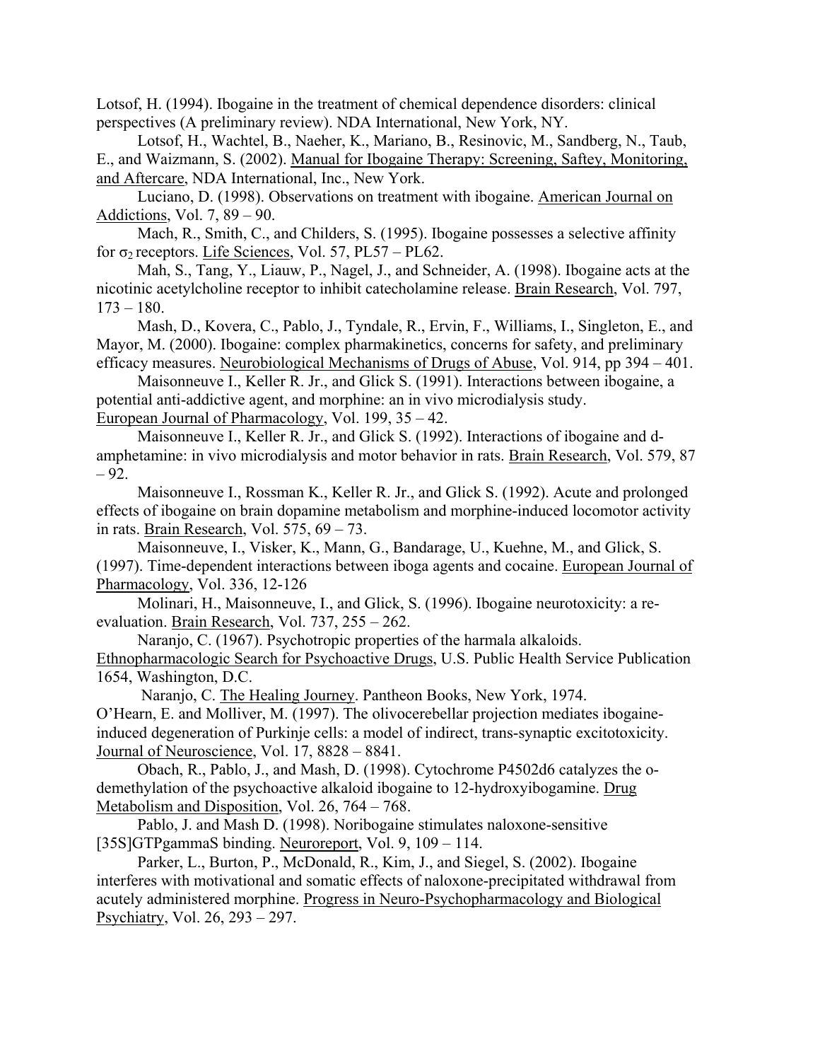Lotsof, H. (1994). Ibogaine in the treatment of chemical dependence disorders: clinical perspectives (A preliminary review). NDA International, New York, NY.

Lotsof, H., Wachtel, B., Naeher, K., Mariano, B., Resinovic, M., Sandberg, N., Taub, E., and Waizmann, S. (2002). Manual for Ibogaine Therapy: Screening, Saftey, Monitoring, and Aftercare, NDA International, Inc., New York.

Luciano, D. (1998). Observations on treatment with ibogaine. American Journal on Addictions, Vol. 7, 89 – 90.

Mach, R., Smith, C., and Childers, S. (1995). Ibogaine possesses a selective affinity for $\sigma_2$ receptors. Life Sciences, Vol. 57, PL57 – PL62.

Mah, S., Tang, Y., Liauw, P., Nagel, J., and Schneider, A. (1998). Ibogaine acts at the nicotinic acetylcholine receptor to inhibit catecholamine release. Brain Research, Vol. 797, 173 – 180.

Mash, D., Kovera, C., Pablo, J., Tyndale, R., Ervin, F., Williams, I., Singleton, E., and Mayor, M. (2000). Ibogaine: complex pharmakinetics, concerns for safety, and preliminary efficacy measures. Neurobiological Mechanisms of Drugs of Abuse, Vol. 914, pp 394 – 401.

Maisonneuve I., Keller R. Jr., and Glick S. (1991). Interactions between ibogaine, a potential anti-addictive agent, and morphine: an in vivo microdialysis study. European Journal of Pharmacology, Vol. 199, 35 – 42.

Maisonneuve I., Keller R. Jr., and Glick S. (1992). Interactions of ibogaine and d-amphetamine: in vivo microdialysis and motor behavior in rats. Brain Research, Vol. 579, 87 – 92.

Maisonneuve I., Rossman K., Keller R. Jr., and Glick S. (1992). Acute and prolonged effects of ibogaine on brain dopamine metabolism and morphine-induced locomotor activity in rats. Brain Research, Vol. 575, 69 – 73.

Maisonneuve, I., Visker, K., Mann, G., Bandarage, U., Kuehne, M., and Glick, S. (1997). Time-dependent interactions between iboga agents and cocaine. European Journal of Pharmacology, Vol. 336, 12-126

Molinari, H., Maisonneuve, I., and Glick, S. (1996). Ibogaine neurotoxicity: a re-evaluation. Brain Research, Vol. 737, 255 – 262.

Naranjo, C. (1967). Psychotropic properties of the harmala alkaloids. Ethnopharmacologic Search for Psychoactive Drugs, U.S. Public Health Service Publication 1654, Washington, D.C.

Naranjo, C. The Healing Journey. Pantheon Books, New York, 1974.

O'Hearn, E. and Molliver, M. (1997). The olivocerebellar projection mediates ibogaine-induced degeneration of Purkinje cells: a model of indirect, trans-synaptic excitotoxicity. Journal of Neuroscience, Vol. 17, 8828 – 8841.

Obach, R., Pablo, J., and Mash, D. (1998). Cytochrome P4502d6 catalyzes the o-demethylation of the psychoactive alkaloid ibogaine to 12-hydroxyibogamine. Drug Metabolism and Disposition, Vol. 26, 764 – 768.

Pablo, J. and Mash D. (1998). Noribogaine stimulates naloxone-sensitive [35S]GTPgammaS binding. Neuroreport, Vol. 9, 109 – 114.

Parker, L., Burton, P., McDonald, R., Kim, J., and Siegel, S. (2002). Ibogaine interferes with motivational and somatic effects of naloxone-precipitated withdrawal from acutely administered morphine. Progress in Neuro-Psychopharmacology and Biological Psychiatry, Vol. 26, 293 – 297.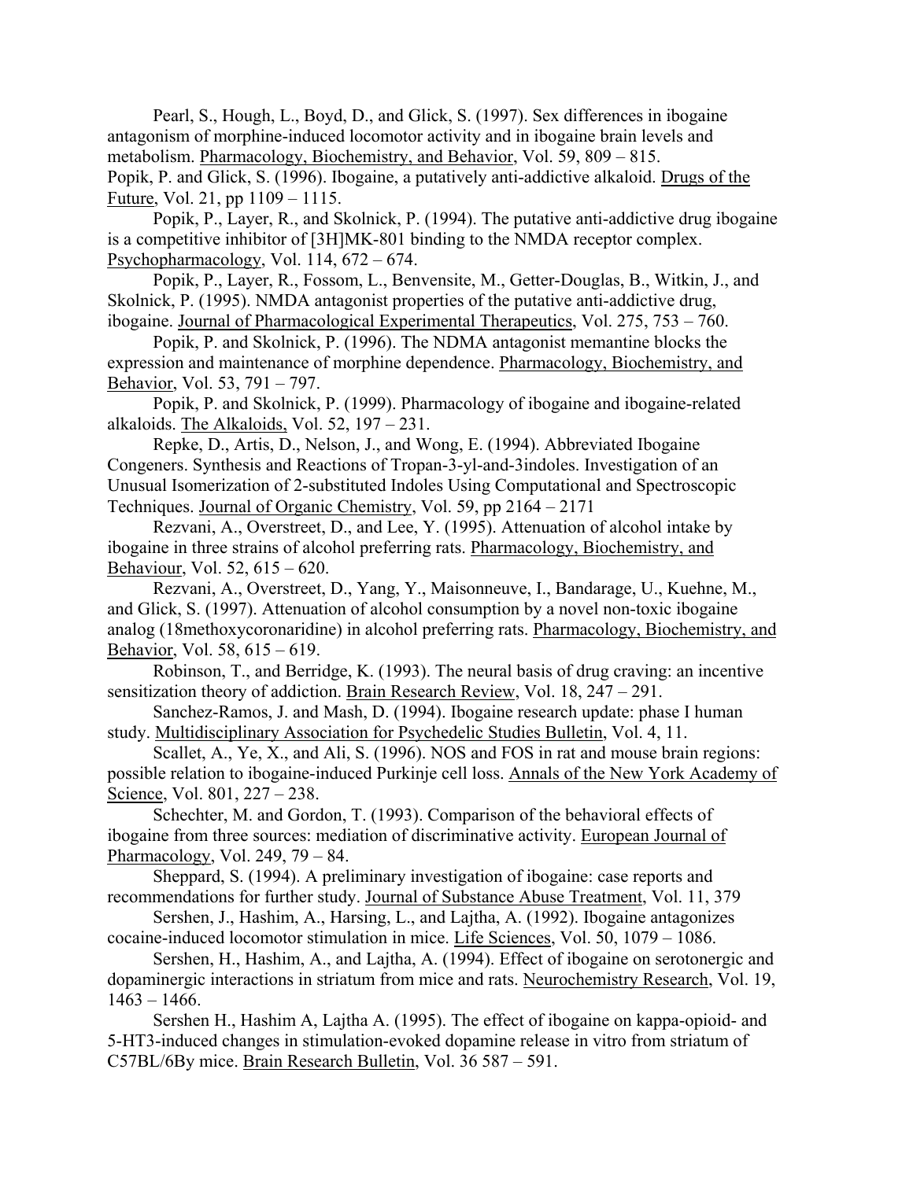Pearl, S., Hough, L., Boyd, D., and Glick, S. (1997). Sex differences in ibogaine antagonism of morphine-induced locomotor activity and in ibogaine brain levels and metabolism. Pharmacology, Biochemistry, and Behavior, Vol. 59, 809 – 815.

Popik, P. and Glick, S. (1996). Ibogaine, a putatively anti-addictive alkaloid. Drugs of the Future, Vol. 21, pp 1109 – 1115.

Popik, P., Layer, R., and Skolnick, P. (1994). The putative anti-addictive drug ibogaine is a competitive inhibitor of [3H]MK-801 binding to the NMDA receptor complex. Psychopharmacology, Vol. 114, 672 – 674.

Popik, P., Layer, R., Fossom, L., Benvensite, M., Getter-Douglas, B., Witkin, J., and Skolnick, P. (1995). NMDA antagonist properties of the putative anti-addictive drug, ibogaine. Journal of Pharmacological Experimental Therapeutics, Vol. 275, 753 – 760.

Popik, P. and Skolnick, P. (1996). The NDMA antagonist memantine blocks the expression and maintenance of morphine dependence. Pharmacology, Biochemistry, and Behavior, Vol. 53, 791 – 797.

Popik, P. and Skolnick, P. (1999). Pharmacology of ibogaine and ibogaine-related alkaloids. The Alkaloids, Vol. 52, 197 – 231.

Repke, D., Artis, D., Nelson, J., and Wong, E. (1994). Abbreviated Ibogaine Congeners. Synthesis and Reactions of Tropan-3-yl-and-3indoles. Investigation of an Unusual Isomerization of 2-substituted Indoles Using Computational and Spectroscopic Techniques. Journal of Organic Chemistry, Vol. 59, pp 2164 – 2171

Rezvani, A., Overstreet, D., and Lee, Y. (1995). Attenuation of alcohol intake by ibogaine in three strains of alcohol preferring rats. Pharmacology, Biochemistry, and Behaviour, Vol. 52, 615 – 620.

Rezvani, A., Overstreet, D., Yang, Y., Maisonneuve, I., Bandarage, U., Kuehne, M., and Glick, S. (1997). Attenuation of alcohol consumption by a novel non-toxic ibogaine analog (18methoxycoronaridine) in alcohol preferring rats. Pharmacology, Biochemistry, and Behavior, Vol. 58, 615 – 619.

Robinson, T., and Berridge, K. (1993). The neural basis of drug craving: an incentive sensitization theory of addiction. Brain Research Review, Vol. 18, 247 – 291.

Sanchez-Ramos, J. and Mash, D. (1994). Ibogaine research update: phase I human study. Multidisciplinary Association for Psychedelic Studies Bulletin, Vol. 4, 11.

Scallet, A., Ye, X., and Ali, S. (1996). NOS and FOS in rat and mouse brain regions: possible relation to ibogaine-induced Purkinje cell loss. Annals of the New York Academy of Science, Vol. 801, 227 – 238.

Schechter, M. and Gordon, T. (1993). Comparison of the behavioral effects of ibogaine from three sources: mediation of discriminative activity. European Journal of Pharmacology, Vol. 249, 79 – 84.

Sheppard, S. (1994). A preliminary investigation of ibogaine: case reports and recommendations for further study. Journal of Substance Abuse Treatment, Vol. 11, 379

Sershen, J., Hashim, A., Harsing, L., and Lajtha, A. (1992). Ibogaine antagonizes cocaine-induced locomotor stimulation in mice. Life Sciences, Vol. 50, 1079 – 1086.

Sershen, H., Hashim, A., and Lajtha, A. (1994). Effect of ibogaine on serotonergic and dopaminergic interactions in striatum from mice and rats. Neurochemistry Research, Vol. 19, 1463 – 1466.

Sershen H., Hashim A, Lajtha A. (1995). The effect of ibogaine on kappa-opioid- and 5-HT3-induced changes in stimulation-evoked dopamine release in vitro from striatum of C57BL/6By mice. Brain Research Bulletin, Vol. 36 587 – 591.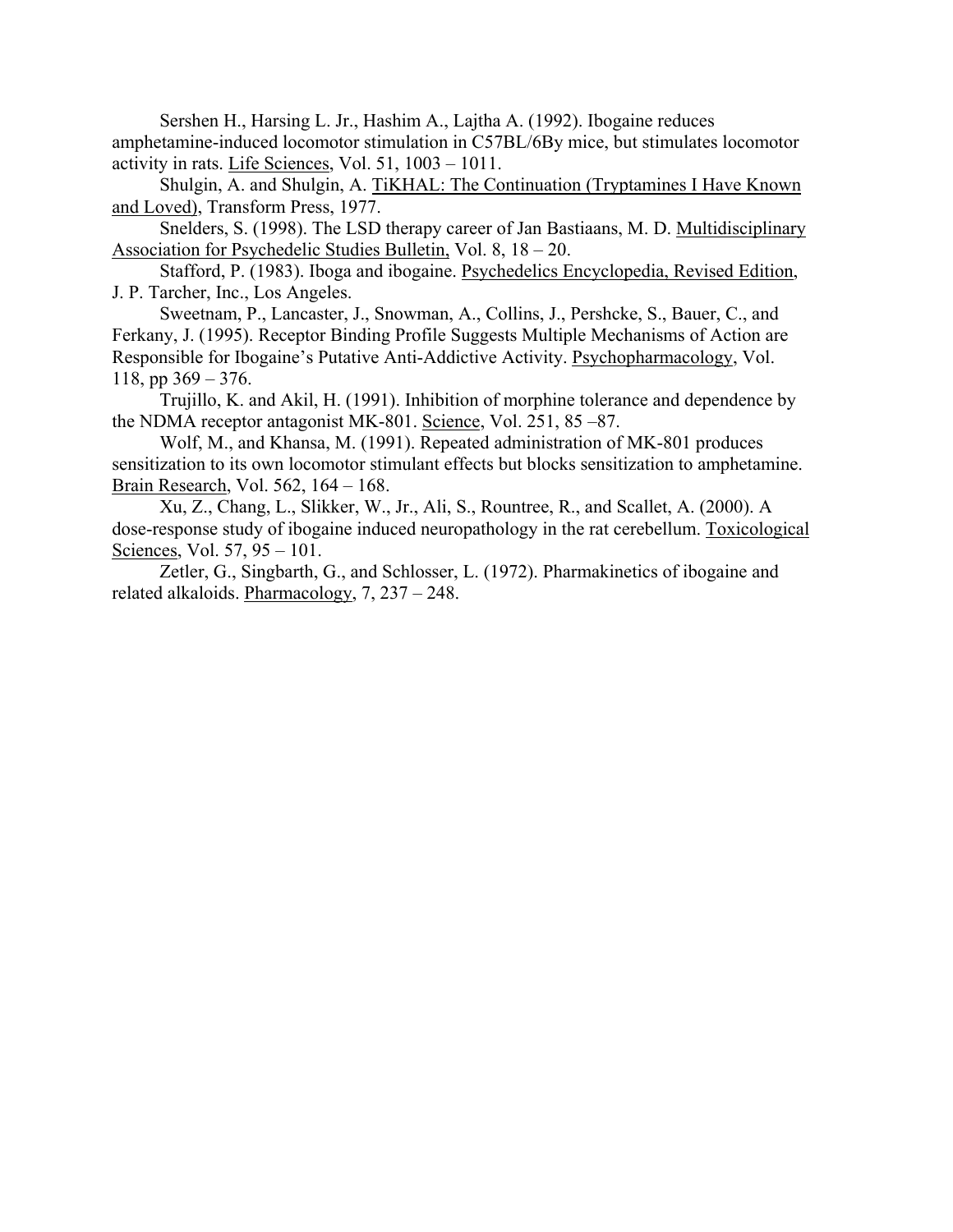Sershen H., Harsing L. Jr., Hashim A., Lajtha A. (1992). Ibogaine reduces amphetamine-induced locomotor stimulation in C57BL/6By mice, but stimulates locomotor activity in rats. Life Sciences, Vol. 51, 1003 – 1011.

Shulgin, A. and Shulgin, A. TiKHAL: The Continuation (Tryptamines I Have Known and Loved), Transform Press, 1977.

Snelders, S. (1998). The LSD therapy career of Jan Bastiaans, M. D. Multidisciplinary Association for Psychedelic Studies Bulletin, Vol. 8, 18 – 20.

Stafford, P. (1983). Iboga and ibogaine. Psychedelics Encyclopedia, Revised Edition, J. P. Tarcher, Inc., Los Angeles.

Sweetnam, P., Lancaster, J., Snowman, A., Collins, J., Pershcke, S., Bauer, C., and Ferkany, J. (1995). Receptor Binding Profile Suggests Multiple Mechanisms of Action are Responsible for Ibogaine's Putative Anti-Addictive Activity. Psychopharmacology, Vol. 118, pp 369 – 376.

Trujillo, K. and Akil, H. (1991). Inhibition of morphine tolerance and dependence by the NDMA receptor antagonist MK-801. Science, Vol. 251, 85 –87.

Wolf, M., and Khansa, M. (1991). Repeated administration of MK-801 produces sensitization to its own locomotor stimulant effects but blocks sensitization to amphetamine. Brain Research, Vol. 562, 164 – 168.

Xu, Z., Chang, L., Slikker, W., Jr., Ali, S., Rountree, R., and Scallet, A. (2000). A dose-response study of ibogaine induced neuropathology in the rat cerebellum. Toxicological Sciences, Vol. 57, 95 – 101.

Zetler, G., Singbarth, G., and Schlosser, L. (1972). Pharmakinetics of ibogaine and related alkaloids. Pharmacology, 7, 237 – 248.